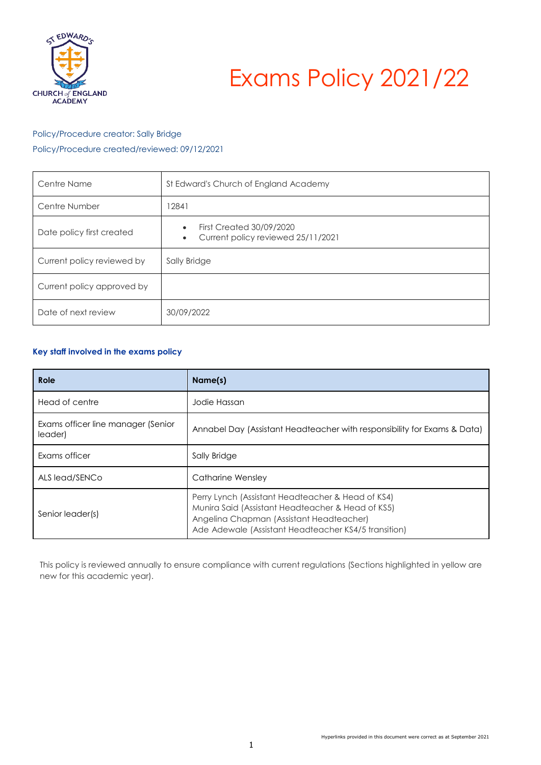# Exams Policy 2021/22

Policy/Procedure creator: Sally Bridge

Policy/Procedure created/reviewed: 09/12/2021

| Centre Name | St Edward's Church of England Academy |
|---|---|
| Centre Number | 12841 |
| Date policy first created | • First Created 30/09/2020<br>• Current policy reviewed 25/11/2021 |
| Current policy reviewed by | Sally Bridge |
| Current policy approved by | |
| Date of next review | 30/09/2022 |

**Key staff involved in the exams policy**

| Role | Name(s) |
|---|---|
| Head of centre | Jodie Hassan |
| Exams officer line manager (Senior leader) | Annabel Day (Assistant Headteacher with responsibility for Exams & Data) |
| Exams officer | Sally Bridge |
| ALS lead/SENCo | Catharine Wensley |
| Senior leader(s) | Perry Lynch (Assistant Headteacher & Head of KS4)<br>Munira Said (Assistant Headteacher & Head of KS5)<br>Angelina Chapman (Assistant Headteacher)<br>Ade Adewale (Assistant Headteacher KS4/5 transition) |

This policy is reviewed annually to ensure compliance with current regulations (Sections highlighted in yellow are new for this academic year).

Hyperlinks provided in this document were correct as at September 2021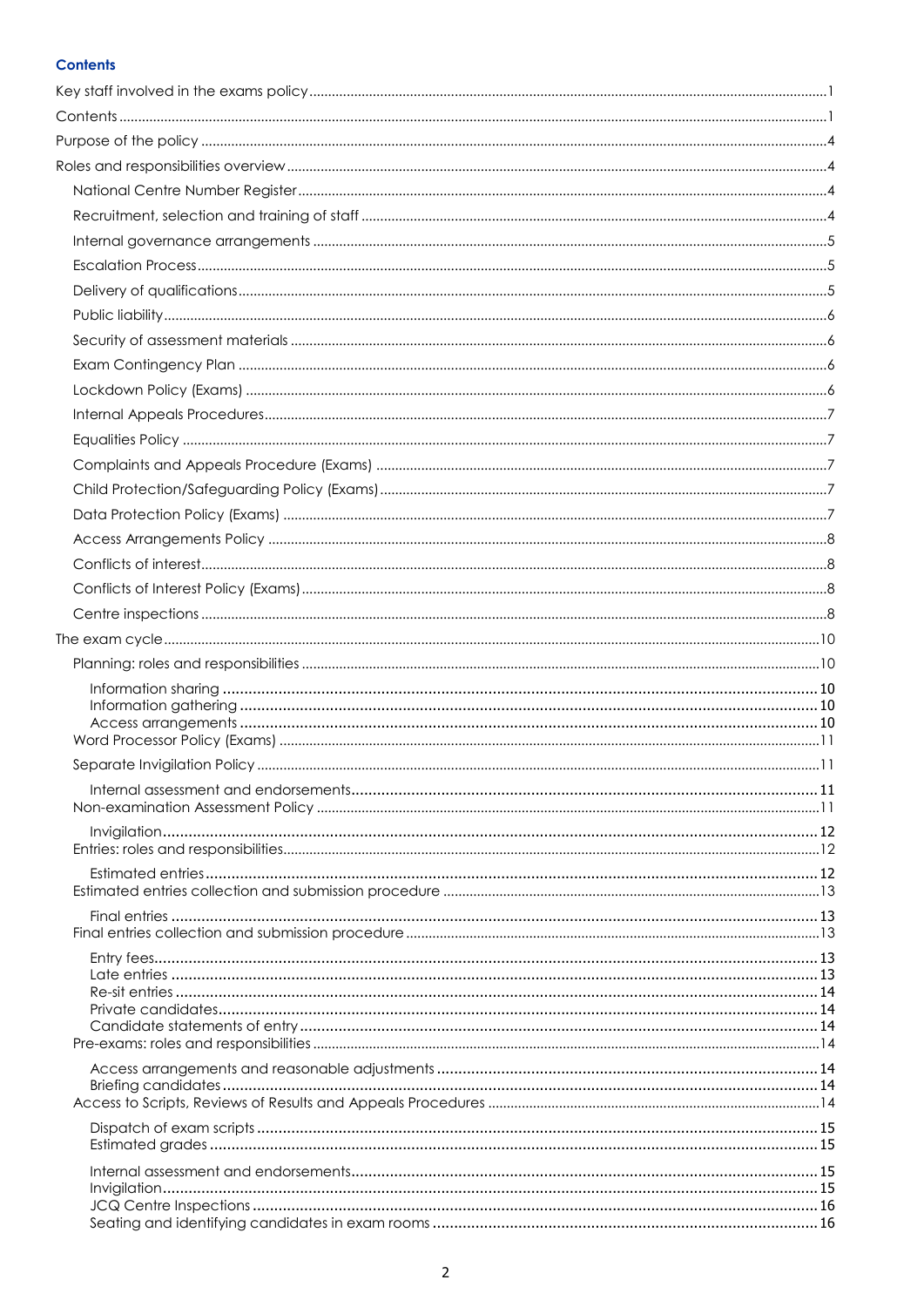**Contents**

Key staff involved in the exams policy ........ 1
Contents ........ 1
Purpose of the policy ........ 4
Roles and responsibilities overview ........ 4
- National Centre Number Register ........ 4
- Recruitment, selection and training of staff ........ 4
- Internal governance arrangements ........ 5
- Escalation Process ........ 5
- Delivery of qualifications ........ 5
- Public liability ........ 6
- Security of assessment materials ........ 6
- Exam Contingency Plan ........ 6
- Lockdown Policy (Exams) ........ 6
- Internal Appeals Procedures ........ 7
- Equalities Policy ........ 7
- Complaints and Appeals Procedure (Exams) ........ 7
- Child Protection/Safeguarding Policy (Exams) ........ 7
- Data Protection Policy (Exams) ........ 7
- Access Arrangements Policy ........ 8
- Conflicts of interest ........ 8
- Conflicts of Interest Policy (Exams) ........ 8
- Centre inspections ........ 8

The exam cycle ........ 10
- Planning: roles and responsibilities ........ 10
  - Information sharing ........ 10
  - Information gathering ........ 10
  - Access arrangements ........ 10
- Word Processor Policy (Exams) ........ 11
- Separate Invigilation Policy ........ 11
  - Internal assessment and endorsements ........ 11
- Non-examination Assessment Policy ........ 11
  - Invigilation ........ 12
- Entries: roles and responsibilities ........ 12
  - Estimated entries ........ 12
- Estimated entries collection and submission procedure ........ 13
  - Final entries ........ 13
- Final entries collection and submission procedure ........ 13
  - Entry fees ........ 13
  - Late entries ........ 13
  - Re-sit entries ........ 14
  - Private candidates ........ 14
  - Candidate statements of entry ........ 14
- Pre-exams: roles and responsibilities ........ 14
  - Access arrangements and reasonable adjustments ........ 14
  - Briefing candidates ........ 14
- Access to Scripts, Reviews of Results and Appeals Procedures ........ 14
  - Dispatch of exam scripts ........ 15
  - Estimated grades ........ 15
  - Internal assessment and endorsements ........ 15
  - Invigilation ........ 15
  - JCQ Centre Inspections ........ 16
  - Seating and identifying candidates in exam rooms ........ 16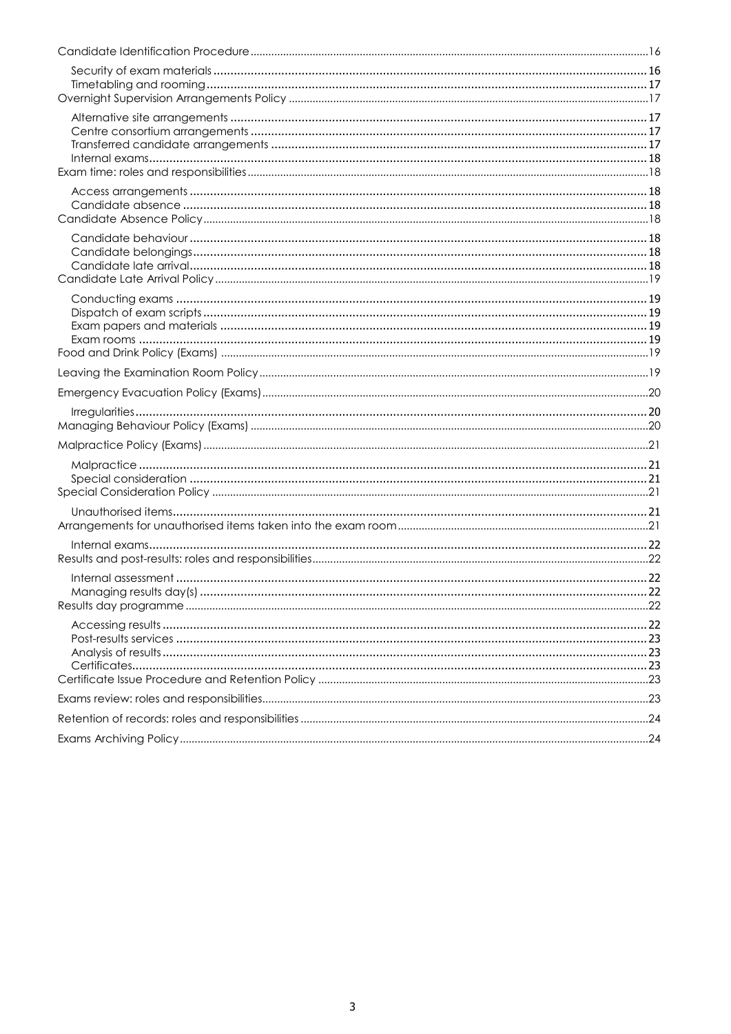Candidate Identification Procedure ........ 16

- Security of exam materials ........ 16
- Timetabling and rooming ........ 17

Overnight Supervision Arrangements Policy ........ 17

- Alternative site arrangements ........ 17
- Centre consortium arrangements ........ 17
- Transferred candidate arrangements ........ 17
- Internal exams ........ 18

Exam time: roles and responsibilities ........ 18

- Access arrangements ........ 18
- Candidate absence ........ 18

Candidate Absence Policy ........ 18

- Candidate behaviour ........ 18
- Candidate belongings ........ 18
- Candidate late arrival ........ 18

Candidate Late Arrival Policy ........ 19

- Conducting exams ........ 19
- Dispatch of exam scripts ........ 19
- Exam papers and materials ........ 19
- Exam rooms ........ 19

Food and Drink Policy (Exams) ........ 19

Leaving the Examination Room Policy ........ 19

Emergency Evacuation Policy (Exams) ........ 20

- Irregularities ........ 20

Managing Behaviour Policy (Exams) ........ 20

Malpractice Policy (Exams) ........ 21

- Malpractice ........ 21
- Special consideration ........ 21

Special Consideration Policy ........ 21

- Unauthorised items ........ 21

Arrangements for unauthorised items taken into the exam room ........ 21

- Internal exams ........ 22

Results and post-results: roles and responsibilities ........ 22

- Internal assessment ........ 22
- Managing results day(s) ........ 22

Results day programme ........ 22

- Accessing results ........ 22
- Post-results services ........ 23
- Analysis of results ........ 23
- Certificates ........ 23

Certificate Issue Procedure and Retention Policy ........ 23

Exams review: roles and responsibilities ........ 23

Retention of records: roles and responsibilities ........ 24

Exams Archiving Policy ........ 24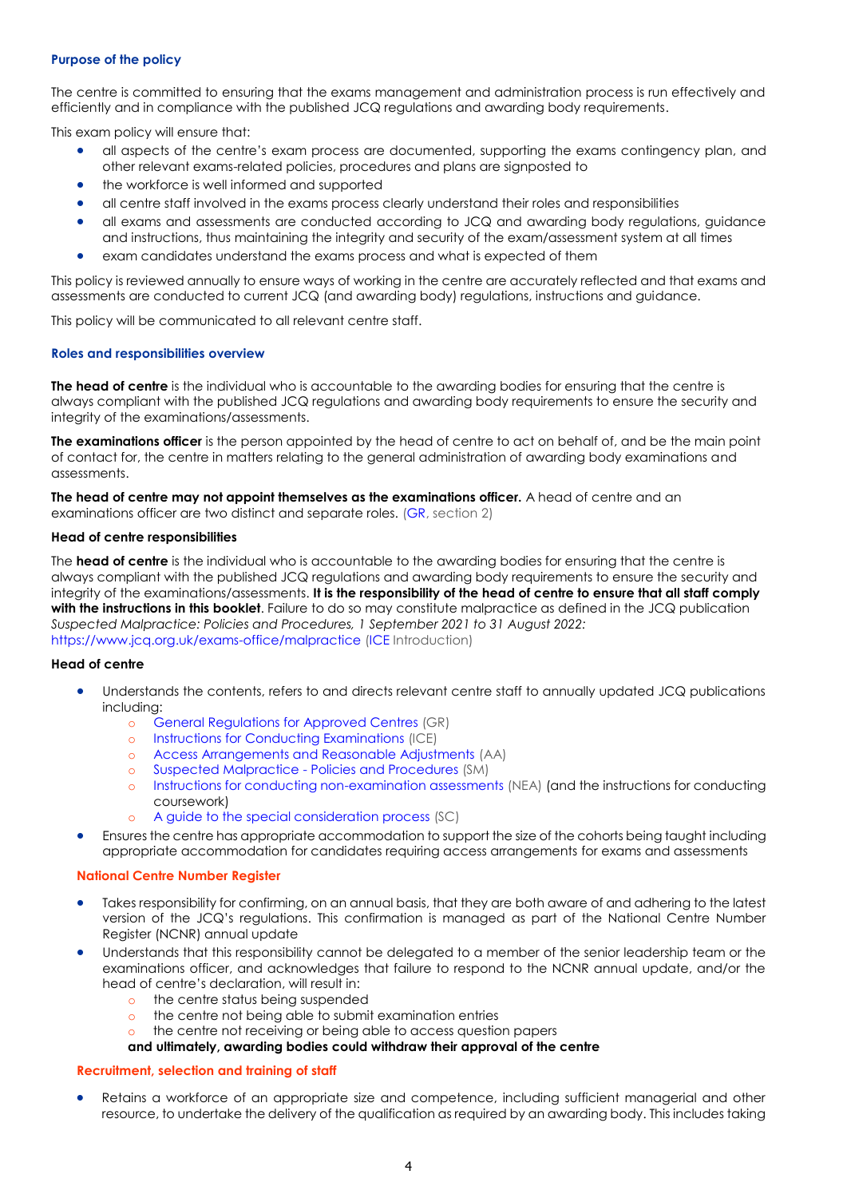### Purpose of the policy

The centre is committed to ensuring that the exams management and administration process is run effectively and efficiently and in compliance with the published JCQ regulations and awarding body requirements.

This exam policy will ensure that:

- all aspects of the centre's exam process are documented, supporting the exams contingency plan, and other relevant exams-related policies, procedures and plans are signposted to
- the workforce is well informed and supported
- all centre staff involved in the exams process clearly understand their roles and responsibilities
- all exams and assessments are conducted according to JCQ and awarding body regulations, guidance and instructions, thus maintaining the integrity and security of the exam/assessment system at all times
- exam candidates understand the exams process and what is expected of them

This policy is reviewed annually to ensure ways of working in the centre are accurately reflected and that exams and assessments are conducted to current JCQ (and awarding body) regulations, instructions and guidance.

This policy will be communicated to all relevant centre staff.

### Roles and responsibilities overview

**The head of centre** is the individual who is accountable to the awarding bodies for ensuring that the centre is always compliant with the published JCQ regulations and awarding body requirements to ensure the security and integrity of the examinations/assessments.

**The examinations officer** is the person appointed by the head of centre to act on behalf of, and be the main point of contact for, the centre in matters relating to the general administration of awarding body examinations and assessments.

**The head of centre may not appoint themselves as the examinations officer.** A head of centre and an examinations officer are two distinct and separate roles. (GR, section 2)

**Head of centre responsibilities**

The **head of centre** is the individual who is accountable to the awarding bodies for ensuring that the centre is always compliant with the published JCQ regulations and awarding body requirements to ensure the security and integrity of the examinations/assessments. **It is the responsibility of the head of centre to ensure that all staff comply with the instructions in this booklet**. Failure to do so may constitute malpractice as defined in the JCQ publication *Suspected Malpractice: Policies and Procedures, 1 September 2021 to 31 August 2022:* https://www.jcq.org.uk/exams-office/malpractice (ICE Introduction)

**Head of centre**

- Understands the contents, refers to and directs relevant centre staff to annually updated JCQ publications including:
  - General Regulations for Approved Centres (GR)
  - Instructions for Conducting Examinations (ICE)
  - Access Arrangements and Reasonable Adjustments (AA)
  - Suspected Malpractice - Policies and Procedures (SM)
  - Instructions for conducting non-examination assessments (NEA) (and the instructions for conducting coursework)
  - A guide to the special consideration process (SC)
- Ensures the centre has appropriate accommodation to support the size of the cohorts being taught including appropriate accommodation for candidates requiring access arrangements for exams and assessments

#### National Centre Number Register

- Takes responsibility for confirming, on an annual basis, that they are both aware of and adhering to the latest version of the JCQ's regulations. This confirmation is managed as part of the National Centre Number Register (NCNR) annual update
- Understands that this responsibility cannot be delegated to a member of the senior leadership team or the examinations officer, and acknowledges that failure to respond to the NCNR annual update, and/or the head of centre's declaration, will result in:
  - the centre status being suspended
  - the centre not being able to submit examination entries
  - the centre not receiving or being able to access question papers

  **and ultimately, awarding bodies could withdraw their approval of the centre**

#### Recruitment, selection and training of staff

- Retains a workforce of an appropriate size and competence, including sufficient managerial and other resource, to undertake the delivery of the qualification as required by an awarding body. This includes taking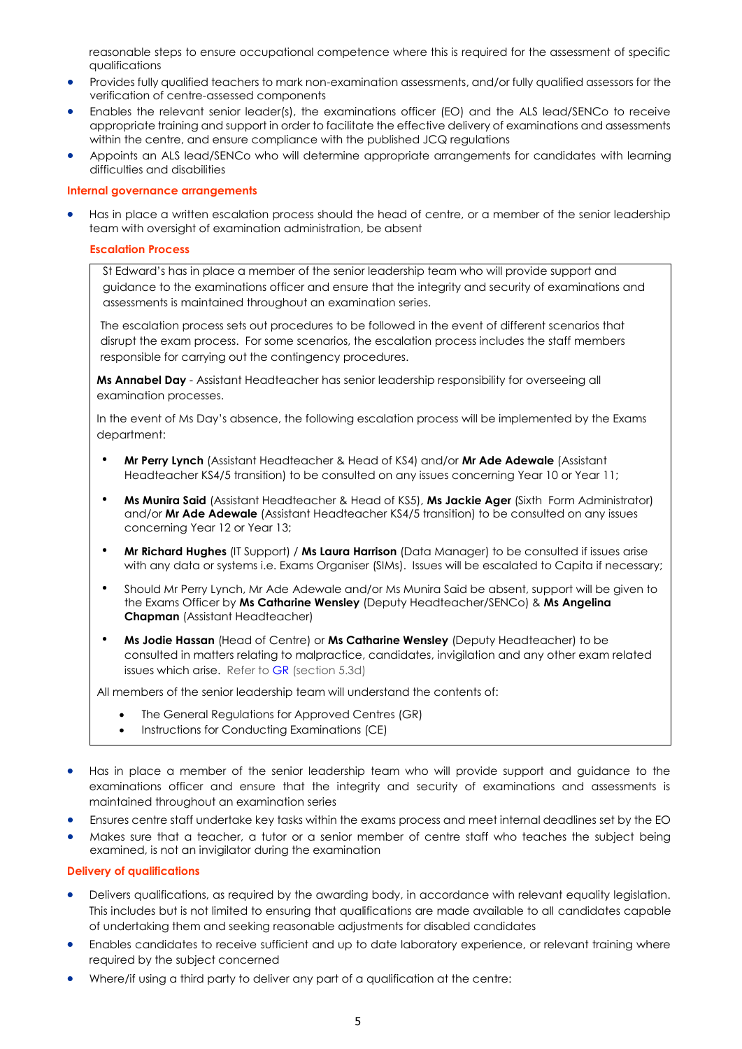reasonable steps to ensure occupational competence where this is required for the assessment of specific qualifications

- Provides fully qualified teachers to mark non-examination assessments, and/or fully qualified assessors for the verification of centre-assessed components
- Enables the relevant senior leader(s), the examinations officer (EO) and the ALS lead/SENCo to receive appropriate training and support in order to facilitate the effective delivery of examinations and assessments within the centre, and ensure compliance with the published JCQ regulations
- Appoints an ALS lead/SENCo who will determine appropriate arrangements for candidates with learning difficulties and disabilities

**Internal governance arrangements**

- Has in place a written escalation process should the head of centre, or a member of the senior leadership team with oversight of examination administration, be absent

**Escalation Process**

St Edward's has in place a member of the senior leadership team who will provide support and guidance to the examinations officer and ensure that the integrity and security of examinations and assessments is maintained throughout an examination series.

The escalation process sets out procedures to be followed in the event of different scenarios that disrupt the exam process. For some scenarios, the escalation process includes the staff members responsible for carrying out the contingency procedures.

**Ms Annabel Day** - Assistant Headteacher has senior leadership responsibility for overseeing all examination processes.

In the event of Ms Day's absence, the following escalation process will be implemented by the Exams department:

- **Mr Perry Lynch** (Assistant Headteacher & Head of KS4) and/or **Mr Ade Adewale** (Assistant Headteacher KS4/5 transition) to be consulted on any issues concerning Year 10 or Year 11;
- **Ms Munira Said** (Assistant Headteacher & Head of KS5), **Ms Jackie Ager** (Sixth Form Administrator) and/or **Mr Ade Adewale** (Assistant Headteacher KS4/5 transition) to be consulted on any issues concerning Year 12 or Year 13;
- **Mr Richard Hughes** (IT Support) / **Ms Laura Harrison** (Data Manager) to be consulted if issues arise with any data or systems i.e. Exams Organiser (SIMs). Issues will be escalated to Capita if necessary;
- Should Mr Perry Lynch, Mr Ade Adewale and/or Ms Munira Said be absent, support will be given to the Exams Officer by **Ms Catharine Wensley** (Deputy Headteacher/SENCo) & **Ms Angelina Chapman** (Assistant Headteacher)
- **Ms Jodie Hassan** (Head of Centre) or **Ms Catharine Wensley** (Deputy Headteacher) to be consulted in matters relating to malpractice, candidates, invigilation and any other exam related issues which arise. Refer to GR (section 5.3d)

All members of the senior leadership team will understand the contents of:

- The General Regulations for Approved Centres (GR)
- Instructions for Conducting Examinations (CE)

- Has in place a member of the senior leadership team who will provide support and guidance to the examinations officer and ensure that the integrity and security of examinations and assessments is maintained throughout an examination series
- Ensures centre staff undertake key tasks within the exams process and meet internal deadlines set by the EO
- Makes sure that a teacher, a tutor or a senior member of centre staff who teaches the subject being examined, is not an invigilator during the examination

**Delivery of qualifications**

- Delivers qualifications, as required by the awarding body, in accordance with relevant equality legislation. This includes but is not limited to ensuring that qualifications are made available to all candidates capable of undertaking them and seeking reasonable adjustments for disabled candidates
- Enables candidates to receive sufficient and up to date laboratory experience, or relevant training where required by the subject concerned
- Where/if using a third party to deliver any part of a qualification at the centre: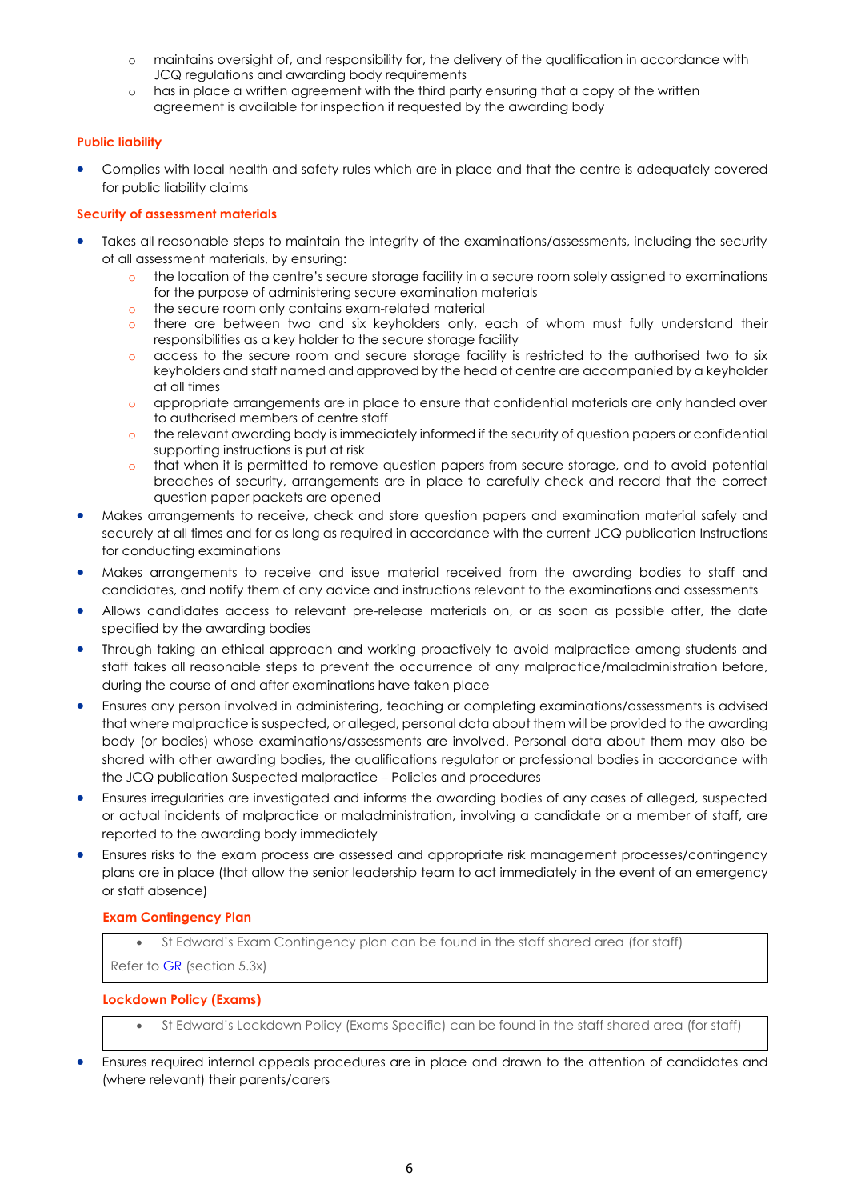- maintains oversight of, and responsibility for, the delivery of the qualification in accordance with JCQ regulations and awarding body requirements
    - has in place a written agreement with the third party ensuring that a copy of the written agreement is available for inspection if requested by the awarding body

**Public liability**

- Complies with local health and safety rules which are in place and that the centre is adequately covered for public liability claims

**Security of assessment materials**

- Takes all reasonable steps to maintain the integrity of the examinations/assessments, including the security of all assessment materials, by ensuring:
    - the location of the centre's secure storage facility in a secure room solely assigned to examinations for the purpose of administering secure examination materials
    - the secure room only contains exam-related material
    - there are between two and six keyholders only, each of whom must fully understand their responsibilities as a key holder to the secure storage facility
    - access to the secure room and secure storage facility is restricted to the authorised two to six keyholders and staff named and approved by the head of centre are accompanied by a keyholder at all times
    - appropriate arrangements are in place to ensure that confidential materials are only handed over to authorised members of centre staff
    - the relevant awarding body is immediately informed if the security of question papers or confidential supporting instructions is put at risk
    - that when it is permitted to remove question papers from secure storage, and to avoid potential breaches of security, arrangements are in place to carefully check and record that the correct question paper packets are opened
- Makes arrangements to receive, check and store question papers and examination material safely and securely at all times and for as long as required in accordance with the current JCQ publication Instructions for conducting examinations
- Makes arrangements to receive and issue material received from the awarding bodies to staff and candidates, and notify them of any advice and instructions relevant to the examinations and assessments
- Allows candidates access to relevant pre-release materials on, or as soon as possible after, the date specified by the awarding bodies
- Through taking an ethical approach and working proactively to avoid malpractice among students and staff takes all reasonable steps to prevent the occurrence of any malpractice/maladministration before, during the course of and after examinations have taken place
- Ensures any person involved in administering, teaching or completing examinations/assessments is advised that where malpractice is suspected, or alleged, personal data about them will be provided to the awarding body (or bodies) whose examinations/assessments are involved. Personal data about them may also be shared with other awarding bodies, the qualifications regulator or professional bodies in accordance with the JCQ publication Suspected malpractice – Policies and procedures
- Ensures irregularities are investigated and informs the awarding bodies of any cases of alleged, suspected or actual incidents of malpractice or maladministration, involving a candidate or a member of staff, are reported to the awarding body immediately
- Ensures risks to the exam process are assessed and appropriate risk management processes/contingency plans are in place (that allow the senior leadership team to act immediately in the event of an emergency or staff absence)

**Exam Contingency Plan**

- St Edward's Exam Contingency plan can be found in the staff shared area (for staff)

Refer to GR (section 5.3x)

**Lockdown Policy (Exams)**

- St Edward's Lockdown Policy (Exams Specific) can be found in the staff shared area (for staff)

- Ensures required internal appeals procedures are in place and drawn to the attention of candidates and (where relevant) their parents/carers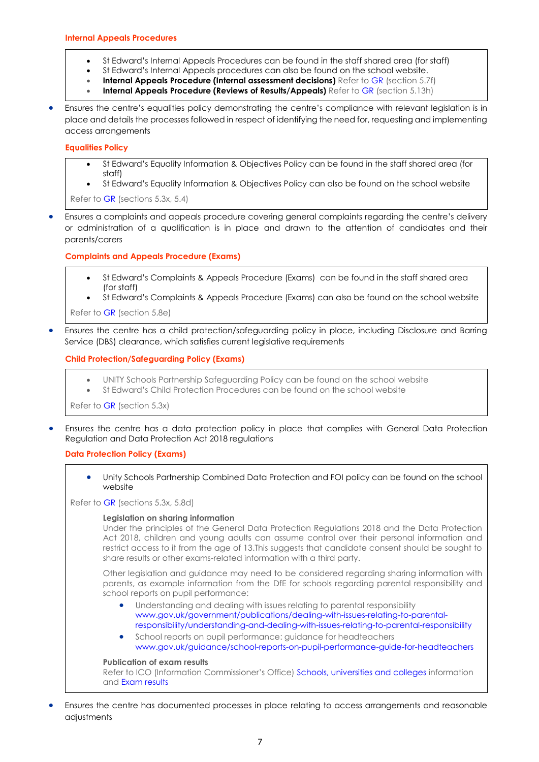**Internal Appeals Procedures**

- St Edward's Internal Appeals Procedures can be found in the staff shared area (for staff)
- St Edward's Internal Appeals procedures can also be found on the school website.
- **Internal Appeals Procedure (Internal assessment decisions)** Refer to GR (section 5.7f)
- **Internal Appeals Procedure (Reviews of Results/Appeals)** Refer to GR (section 5.13h)

- Ensures the centre's equalities policy demonstrating the centre's compliance with relevant legislation is in place and details the processes followed in respect of identifying the need for, requesting and implementing access arrangements

**Equalities Policy**

- St Edward's Equality Information & Objectives Policy can be found in the staff shared area (for staff)
- St Edward's Equality Information & Objectives Policy can also be found on the school website

Refer to GR (sections 5.3x, 5.4)

- Ensures a complaints and appeals procedure covering general complaints regarding the centre's delivery or administration of a qualification is in place and drawn to the attention of candidates and their parents/carers

**Complaints and Appeals Procedure (Exams)**

- St Edward's Complaints & Appeals Procedure (Exams) can be found in the staff shared area (for staff)
- St Edward's Complaints & Appeals Procedure (Exams) can also be found on the school website

Refer to GR (section 5.8e)

- Ensures the centre has a child protection/safeguarding policy in place, including Disclosure and Barring Service (DBS) clearance, which satisfies current legislative requirements

**Child Protection/Safeguarding Policy (Exams)**

- UNITY Schools Partnership Safeguarding Policy can be found on the school website
- St Edward's Child Protection Procedures can be found on the school website

Refer to GR (section 5.3x)

- Ensures the centre has a data protection policy in place that complies with General Data Protection Regulation and Data Protection Act 2018 regulations

**Data Protection Policy (Exams)**

- Unity Schools Partnership Combined Data Protection and FOI policy can be found on the school website

Refer to GR (sections 5.3x, 5.8d)

**Legislation on sharing information**
Under the principles of the General Data Protection Regulations 2018 and the Data Protection Act 2018, children and young adults can assume control over their personal information and restrict access to it from the age of 13.This suggests that candidate consent should be sought to share results or other exams-related information with a third party.

Other legislation and guidance may need to be considered regarding sharing information with parents, as example information from the DfE for schools regarding parental responsibility and school reports on pupil performance:

- Understanding and dealing with issues relating to parental responsibility
  www.gov.uk/government/publications/dealing-with-issues-relating-to-parental-responsibility/understanding-and-dealing-with-issues-relating-to-parental-responsibility
- School reports on pupil performance: guidance for headteachers
  www.gov.uk/guidance/school-reports-on-pupil-performance-guide-for-headteachers

**Publication of exam results**
Refer to ICO (Information Commissioner's Office) Schools, universities and colleges information and Exam results

- Ensures the centre has documented processes in place relating to access arrangements and reasonable adjustments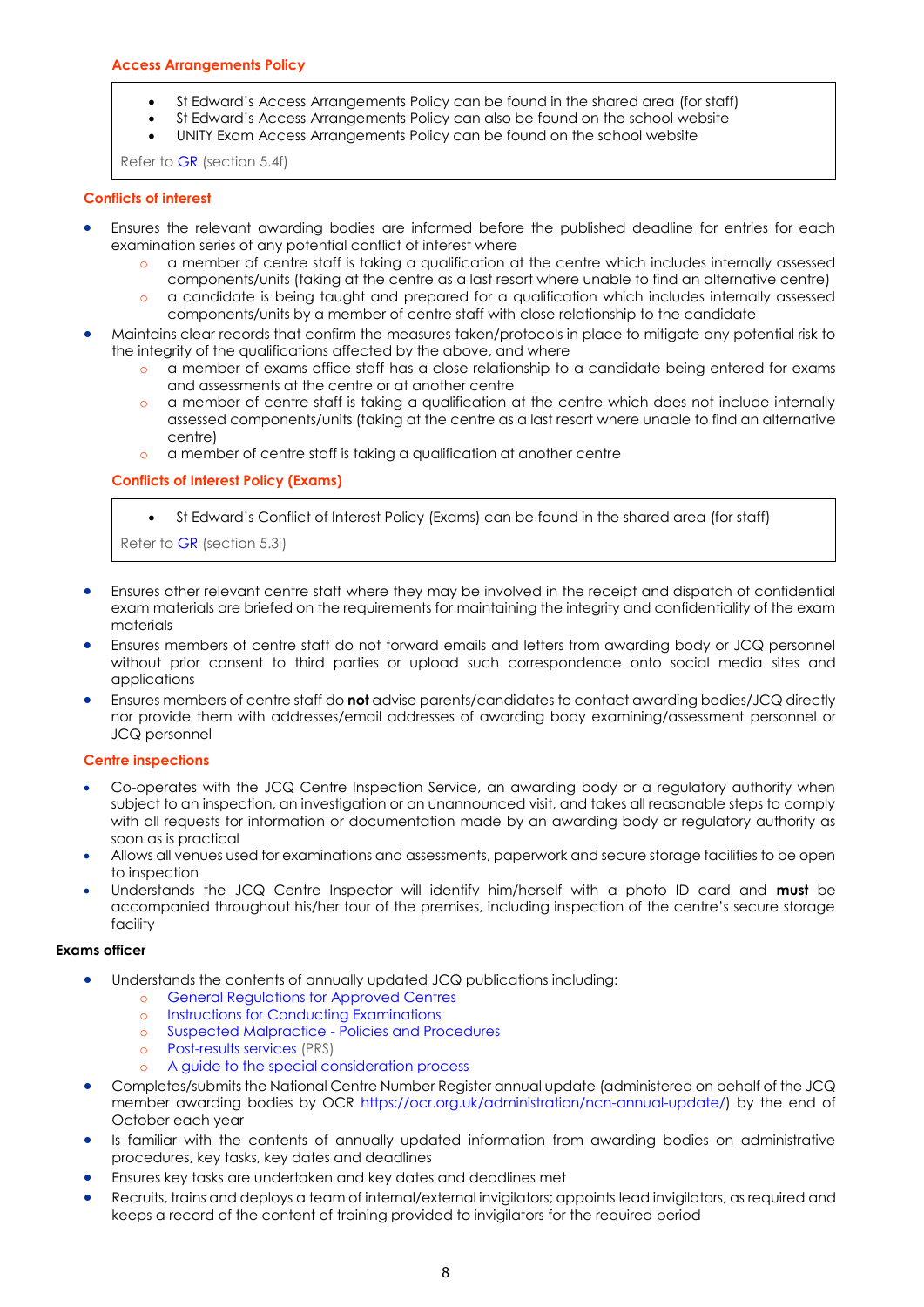### Access Arrangements Policy

- St Edward's Access Arrangements Policy can be found in the shared area (for staff)
- St Edward's Access Arrangements Policy can also be found on the school website
- UNITY Exam Access Arrangements Policy can be found on the school website

Refer to GR (section 5.4f)

### Conflicts of interest

- Ensures the relevant awarding bodies are informed before the published deadline for entries for each examination series of any potential conflict of interest where
  - a member of centre staff is taking a qualification at the centre which includes internally assessed components/units (taking at the centre as a last resort where unable to find an alternative centre)
  - a candidate is being taught and prepared for a qualification which includes internally assessed components/units by a member of centre staff with close relationship to the candidate
- Maintains clear records that confirm the measures taken/protocols in place to mitigate any potential risk to the integrity of the qualifications affected by the above, and where
  - a member of exams office staff has a close relationship to a candidate being entered for exams and assessments at the centre or at another centre
  - a member of centre staff is taking a qualification at the centre which does not include internally assessed components/units (taking at the centre as a last resort where unable to find an alternative centre)
  - a member of centre staff is taking a qualification at another centre

### Conflicts of Interest Policy (Exams)

- St Edward's Conflict of Interest Policy (Exams) can be found in the shared area (for staff)

Refer to GR (section 5.3i)

- Ensures other relevant centre staff where they may be involved in the receipt and dispatch of confidential exam materials are briefed on the requirements for maintaining the integrity and confidentiality of the exam materials
- Ensures members of centre staff do not forward emails and letters from awarding body or JCQ personnel without prior consent to third parties or upload such correspondence onto social media sites and applications
- Ensures members of centre staff do **not** advise parents/candidates to contact awarding bodies/JCQ directly nor provide them with addresses/email addresses of awarding body examining/assessment personnel or JCQ personnel

### Centre inspections

- Co-operates with the JCQ Centre Inspection Service, an awarding body or a regulatory authority when subject to an inspection, an investigation or an unannounced visit, and takes all reasonable steps to comply with all requests for information or documentation made by an awarding body or regulatory authority as soon as is practical
- Allows all venues used for examinations and assessments, paperwork and secure storage facilities to be open to inspection
- Understands the JCQ Centre Inspector will identify him/herself with a photo ID card and **must** be accompanied throughout his/her tour of the premises, including inspection of the centre's secure storage facility

**Exams officer**

- Understands the contents of annually updated JCQ publications including:
  - General Regulations for Approved Centres
  - Instructions for Conducting Examinations
  - Suspected Malpractice - Policies and Procedures
  - Post-results services (PRS)
  - A guide to the special consideration process
- Completes/submits the National Centre Number Register annual update (administered on behalf of the JCQ member awarding bodies by OCR https://ocr.org.uk/administration/ncn-annual-update/) by the end of October each year
- Is familiar with the contents of annually updated information from awarding bodies on administrative procedures, key tasks, key dates and deadlines
- Ensures key tasks are undertaken and key dates and deadlines met
- Recruits, trains and deploys a team of internal/external invigilators; appoints lead invigilators, as required and keeps a record of the content of training provided to invigilators for the required period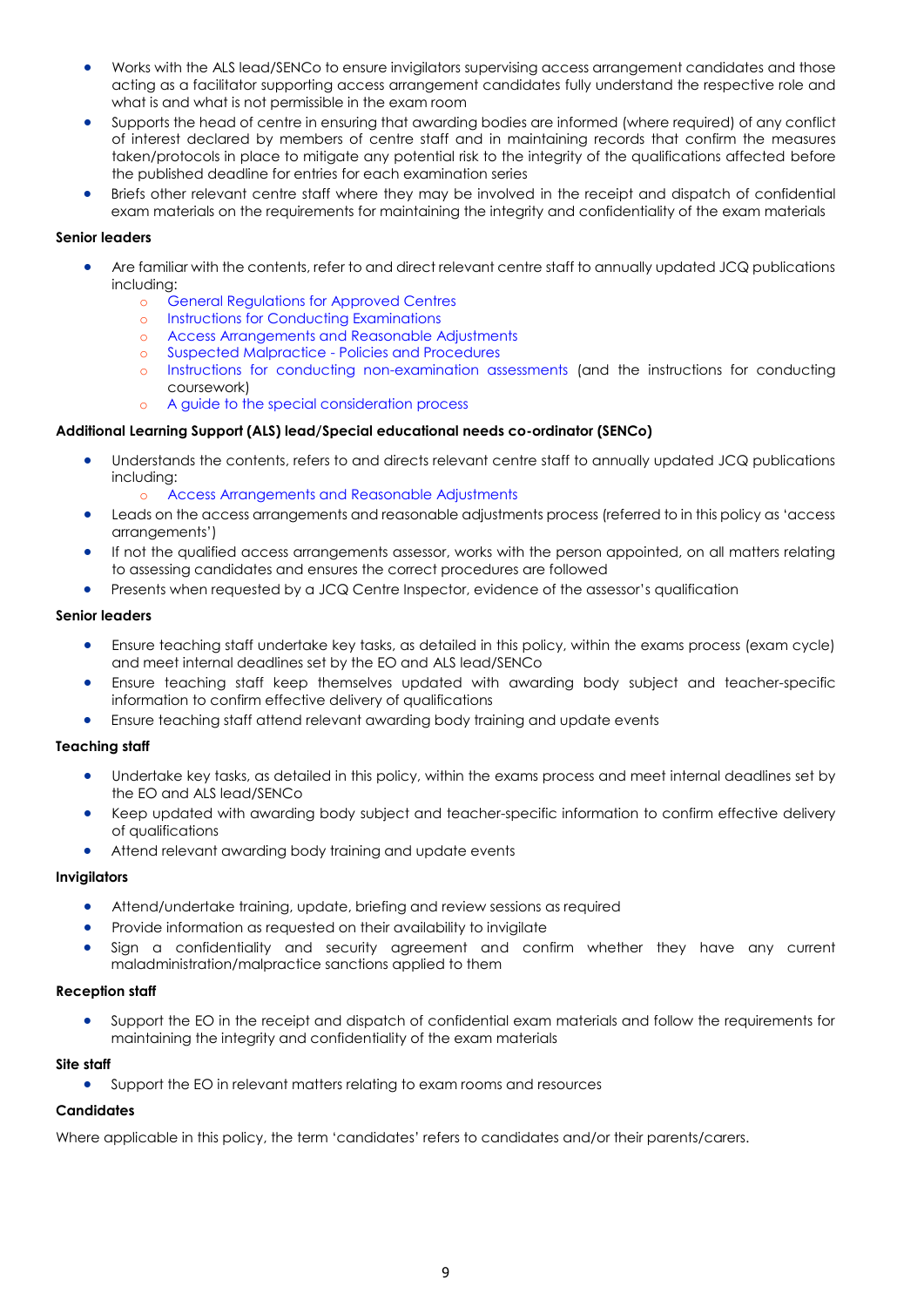- Works with the ALS lead/SENCo to ensure invigilators supervising access arrangement candidates and those acting as a facilitator supporting access arrangement candidates fully understand the respective role and what is and what is not permissible in the exam room
- Supports the head of centre in ensuring that awarding bodies are informed (where required) of any conflict of interest declared by members of centre staff and in maintaining records that confirm the measures taken/protocols in place to mitigate any potential risk to the integrity of the qualifications affected before the published deadline for entries for each examination series
- Briefs other relevant centre staff where they may be involved in the receipt and dispatch of confidential exam materials on the requirements for maintaining the integrity and confidentiality of the exam materials

**Senior leaders**

- Are familiar with the contents, refer to and direct relevant centre staff to annually updated JCQ publications including:
  - General Regulations for Approved Centres
  - Instructions for Conducting Examinations
  - Access Arrangements and Reasonable Adjustments
  - Suspected Malpractice - Policies and Procedures
  - Instructions for conducting non-examination assessments (and the instructions for conducting coursework)
  - A guide to the special consideration process

**Additional Learning Support (ALS) lead/Special educational needs co-ordinator (SENCo)**

- Understands the contents, refers to and directs relevant centre staff to annually updated JCQ publications including:
  - Access Arrangements and Reasonable Adjustments
- Leads on the access arrangements and reasonable adjustments process (referred to in this policy as 'access arrangements')
- If not the qualified access arrangements assessor, works with the person appointed, on all matters relating to assessing candidates and ensures the correct procedures are followed
- Presents when requested by a JCQ Centre Inspector, evidence of the assessor's qualification

**Senior leaders**

- Ensure teaching staff undertake key tasks, as detailed in this policy, within the exams process (exam cycle) and meet internal deadlines set by the EO and ALS lead/SENCo
- Ensure teaching staff keep themselves updated with awarding body subject and teacher-specific information to confirm effective delivery of qualifications
- Ensure teaching staff attend relevant awarding body training and update events

**Teaching staff**

- Undertake key tasks, as detailed in this policy, within the exams process and meet internal deadlines set by the EO and ALS lead/SENCo
- Keep updated with awarding body subject and teacher-specific information to confirm effective delivery of qualifications
- Attend relevant awarding body training and update events

**Invigilators**

- Attend/undertake training, update, briefing and review sessions as required
- Provide information as requested on their availability to invigilate
- Sign a confidentiality and security agreement and confirm whether they have any current maladministration/malpractice sanctions applied to them

**Reception staff**

- Support the EO in the receipt and dispatch of confidential exam materials and follow the requirements for maintaining the integrity and confidentiality of the exam materials

**Site staff**

- Support the EO in relevant matters relating to exam rooms and resources

**Candidates**

Where applicable in this policy, the term 'candidates' refers to candidates and/or their parents/carers.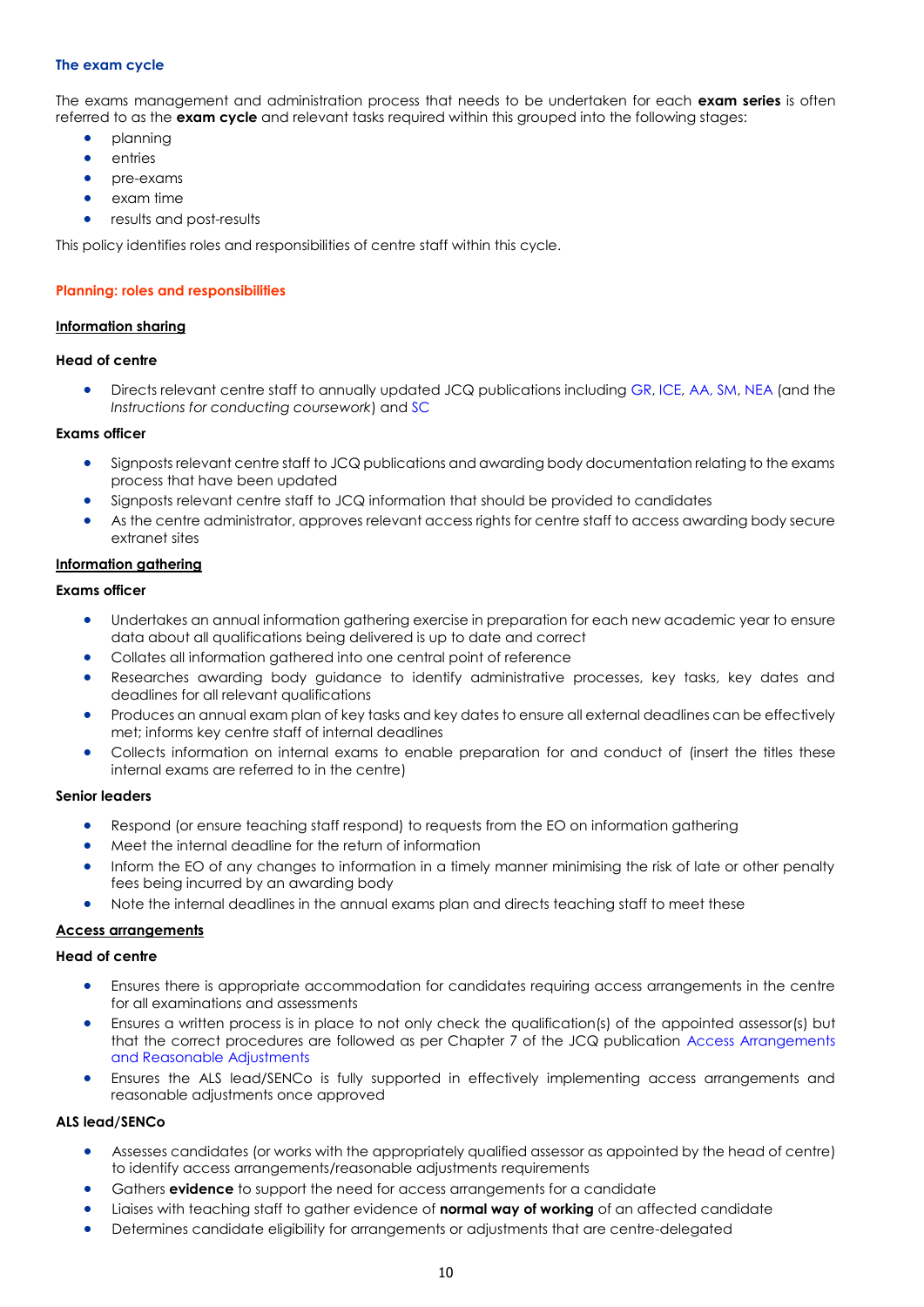### The exam cycle

The exams management and administration process that needs to be undertaken for each **exam series** is often referred to as the **exam cycle** and relevant tasks required within this grouped into the following stages:

- planning
- entries
- pre-exams
- exam time
- results and post-results

This policy identifies roles and responsibilities of centre staff within this cycle.

### Planning: roles and responsibilities

#### Information sharing

**Head of centre**

- Directs relevant centre staff to annually updated JCQ publications including GR, ICE, AA, SM, NEA (and the *Instructions for conducting coursework*) and SC

**Exams officer**

- Signposts relevant centre staff to JCQ publications and awarding body documentation relating to the exams process that have been updated
- Signposts relevant centre staff to JCQ information that should be provided to candidates
- As the centre administrator, approves relevant access rights for centre staff to access awarding body secure extranet sites

#### Information gathering

**Exams officer**

- Undertakes an annual information gathering exercise in preparation for each new academic year to ensure data about all qualifications being delivered is up to date and correct
- Collates all information gathered into one central point of reference
- Researches awarding body guidance to identify administrative processes, key tasks, key dates and deadlines for all relevant qualifications
- Produces an annual exam plan of key tasks and key dates to ensure all external deadlines can be effectively met; informs key centre staff of internal deadlines
- Collects information on internal exams to enable preparation for and conduct of (insert the titles these internal exams are referred to in the centre)

**Senior leaders**

- Respond (or ensure teaching staff respond) to requests from the EO on information gathering
- Meet the internal deadline for the return of information
- Inform the EO of any changes to information in a timely manner minimising the risk of late or other penalty fees being incurred by an awarding body
- Note the internal deadlines in the annual exams plan and directs teaching staff to meet these

#### Access arrangements

**Head of centre**

- Ensures there is appropriate accommodation for candidates requiring access arrangements in the centre for all examinations and assessments
- Ensures a written process is in place to not only check the qualification(s) of the appointed assessor(s) but that the correct procedures are followed as per Chapter 7 of the JCQ publication Access Arrangements and Reasonable Adjustments
- Ensures the ALS lead/SENCo is fully supported in effectively implementing access arrangements and reasonable adjustments once approved

**ALS lead/SENCo**

- Assesses candidates (or works with the appropriately qualified assessor as appointed by the head of centre) to identify access arrangements/reasonable adjustments requirements
- Gathers **evidence** to support the need for access arrangements for a candidate
- Liaises with teaching staff to gather evidence of **normal way of working** of an affected candidate
- Determines candidate eligibility for arrangements or adjustments that are centre-delegated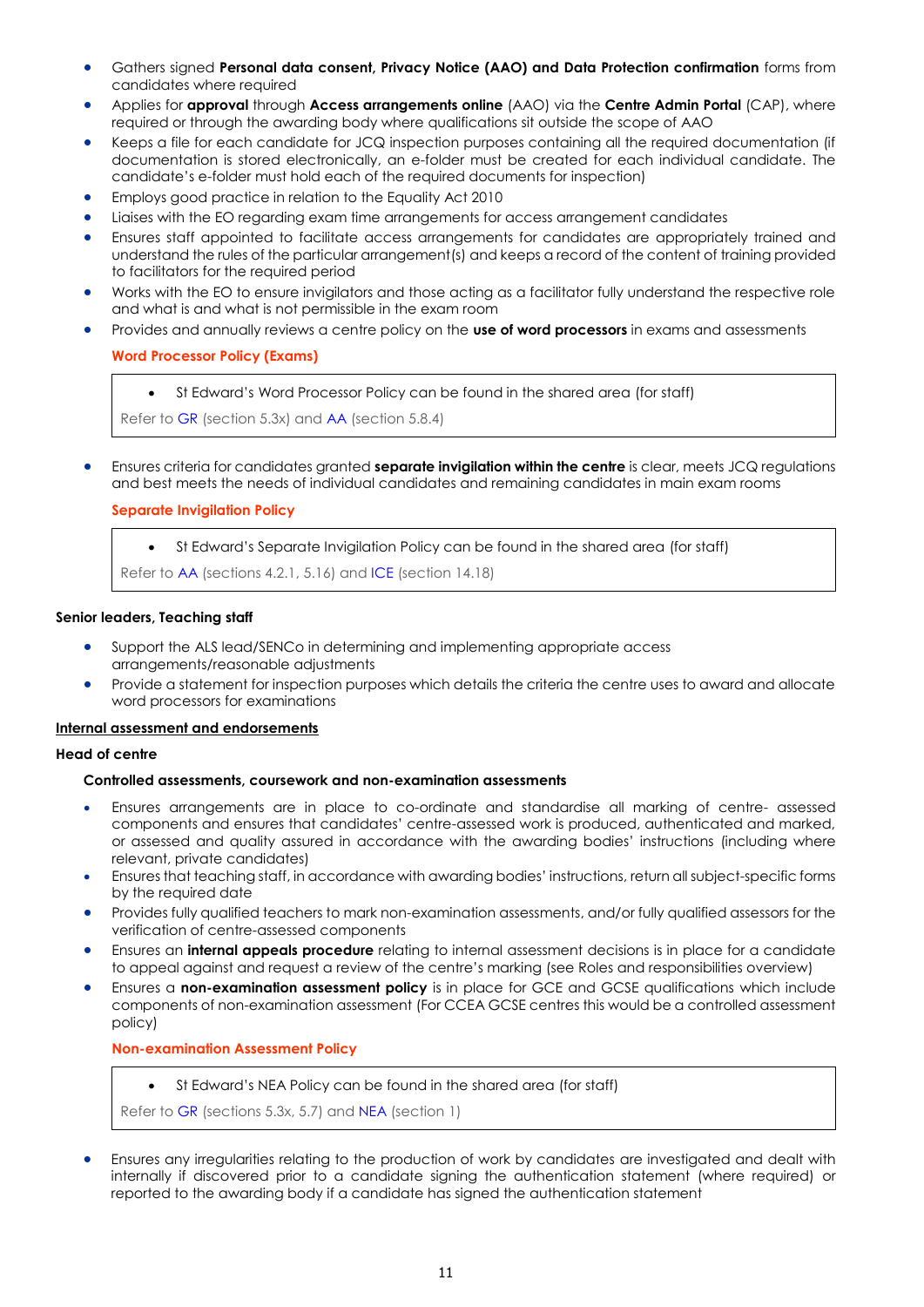- Gathers signed **Personal data consent, Privacy Notice (AAO) and Data Protection confirmation** forms from candidates where required
- Applies for **approval** through **Access arrangements online** (AAO) via the **Centre Admin Portal** (CAP), where required or through the awarding body where qualifications sit outside the scope of AAO
- Keeps a file for each candidate for JCQ inspection purposes containing all the required documentation (if documentation is stored electronically, an e-folder must be created for each individual candidate. The candidate's e-folder must hold each of the required documents for inspection)
- Employs good practice in relation to the Equality Act 2010
- Liaises with the EO regarding exam time arrangements for access arrangement candidates
- Ensures staff appointed to facilitate access arrangements for candidates are appropriately trained and understand the rules of the particular arrangement(s) and keeps a record of the content of training provided to facilitators for the required period
- Works with the EO to ensure invigilators and those acting as a facilitator fully understand the respective role and what is and what is not permissible in the exam room
- Provides and annually reviews a centre policy on the **use of word processors** in exams and assessments

  **Word Processor Policy (Exams)**

  > - St Edward's Word Processor Policy can be found in the shared area (for staff)
  >
  > Refer to GR (section 5.3x) and AA (section 5.8.4)

- Ensures criteria for candidates granted **separate invigilation within the centre** is clear, meets JCQ regulations and best meets the needs of individual candidates and remaining candidates in main exam rooms

  **Separate Invigilation Policy**

  > - St Edward's Separate Invigilation Policy can be found in the shared area (for staff)
  >
  > Refer to AA (sections 4.2.1, 5.16) and ICE (section 14.18)

**Senior leaders, Teaching staff**

- Support the ALS lead/SENCo in determining and implementing appropriate access arrangements/reasonable adjustments
- Provide a statement for inspection purposes which details the criteria the centre uses to award and allocate word processors for examinations

**<u>Internal assessment and endorsements</u>**

**Head of centre**

**Controlled assessments, coursework and non-examination assessments**

- Ensures arrangements are in place to co-ordinate and standardise all marking of centre- assessed components and ensures that candidates' centre-assessed work is produced, authenticated and marked, or assessed and quality assured in accordance with the awarding bodies' instructions (including where relevant, private candidates)
- Ensures that teaching staff, in accordance with awarding bodies' instructions, return all subject-specific forms by the required date
- Provides fully qualified teachers to mark non-examination assessments, and/or fully qualified assessors for the verification of centre-assessed components
- Ensures an **internal appeals procedure** relating to internal assessment decisions is in place for a candidate to appeal against and request a review of the centre's marking (see Roles and responsibilities overview)
- Ensures a **non-examination assessment policy** is in place for GCE and GCSE qualifications which include components of non-examination assessment (For CCEA GCSE centres this would be a controlled assessment policy)

  **Non-examination Assessment Policy**

  > - St Edward's NEA Policy can be found in the shared area (for staff)
  >
  > Refer to GR (sections 5.3x, 5.7) and NEA (section 1)

- Ensures any irregularities relating to the production of work by candidates are investigated and dealt with internally if discovered prior to a candidate signing the authentication statement (where required) or reported to the awarding body if a candidate has signed the authentication statement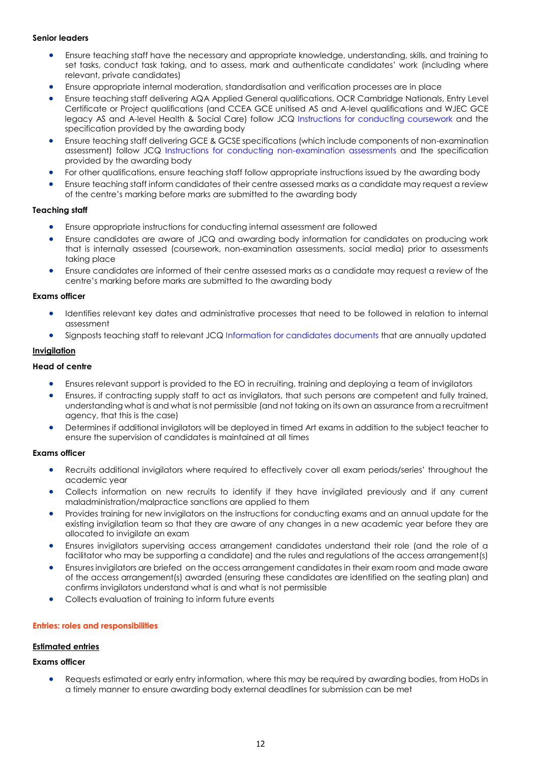**Senior leaders**

- Ensure teaching staff have the necessary and appropriate knowledge, understanding, skills, and training to set tasks, conduct task taking, and to assess, mark and authenticate candidates' work (including where relevant, private candidates)
- Ensure appropriate internal moderation, standardisation and verification processes are in place
- Ensure teaching staff delivering AQA Applied General qualifications, OCR Cambridge Nationals, Entry Level Certificate or Project qualifications (and CCEA GCE unitised AS and A-level qualifications and WJEC GCE legacy AS and A-level Health & Social Care) follow JCQ Instructions for conducting coursework and the specification provided by the awarding body
- Ensure teaching staff delivering GCE & GCSE specifications (which include components of non-examination assessment) follow JCQ Instructions for conducting non-examination assessments and the specification provided by the awarding body
- For other qualifications, ensure teaching staff follow appropriate instructions issued by the awarding body
- Ensure teaching staff inform candidates of their centre assessed marks as a candidate may request a review of the centre's marking before marks are submitted to the awarding body

**Teaching staff**

- Ensure appropriate instructions for conducting internal assessment are followed
- Ensure candidates are aware of JCQ and awarding body information for candidates on producing work that is internally assessed (coursework, non-examination assessments, social media) prior to assessments taking place
- Ensure candidates are informed of their centre assessed marks as a candidate may request a review of the centre's marking before marks are submitted to the awarding body

**Exams officer**

- Identifies relevant key dates and administrative processes that need to be followed in relation to internal assessment
- Signposts teaching staff to relevant JCQ Information for candidates documents that are annually updated

**Invigilation**

**Head of centre**

- Ensures relevant support is provided to the EO in recruiting, training and deploying a team of invigilators
- Ensures, if contracting supply staff to act as invigilators, that such persons are competent and fully trained, understanding what is and what is not permissible (and not taking on its own an assurance from a recruitment agency, that this is the case)
- Determines if additional invigilators will be deployed in timed Art exams in addition to the subject teacher to ensure the supervision of candidates is maintained at all times

**Exams officer**

- Recruits additional invigilators where required to effectively cover all exam periods/series' throughout the academic year
- Collects information on new recruits to identify if they have invigilated previously and if any current maladministration/malpractice sanctions are applied to them
- Provides training for new invigilators on the instructions for conducting exams and an annual update for the existing invigilation team so that they are aware of any changes in a new academic year before they are allocated to invigilate an exam
- Ensures invigilators supervising access arrangement candidates understand their role (and the role of a facilitator who may be supporting a candidate) and the rules and regulations of the access arrangement(s)
- Ensures invigilators are briefed on the access arrangement candidates in their exam room and made aware of the access arrangement(s) awarded (ensuring these candidates are identified on the seating plan) and confirms invigilators understand what is and what is not permissible
- Collects evaluation of training to inform future events

## Entries: roles and responsibilities

**Estimated entries**

**Exams officer**

- Requests estimated or early entry information, where this may be required by awarding bodies, from HoDs in a timely manner to ensure awarding body external deadlines for submission can be met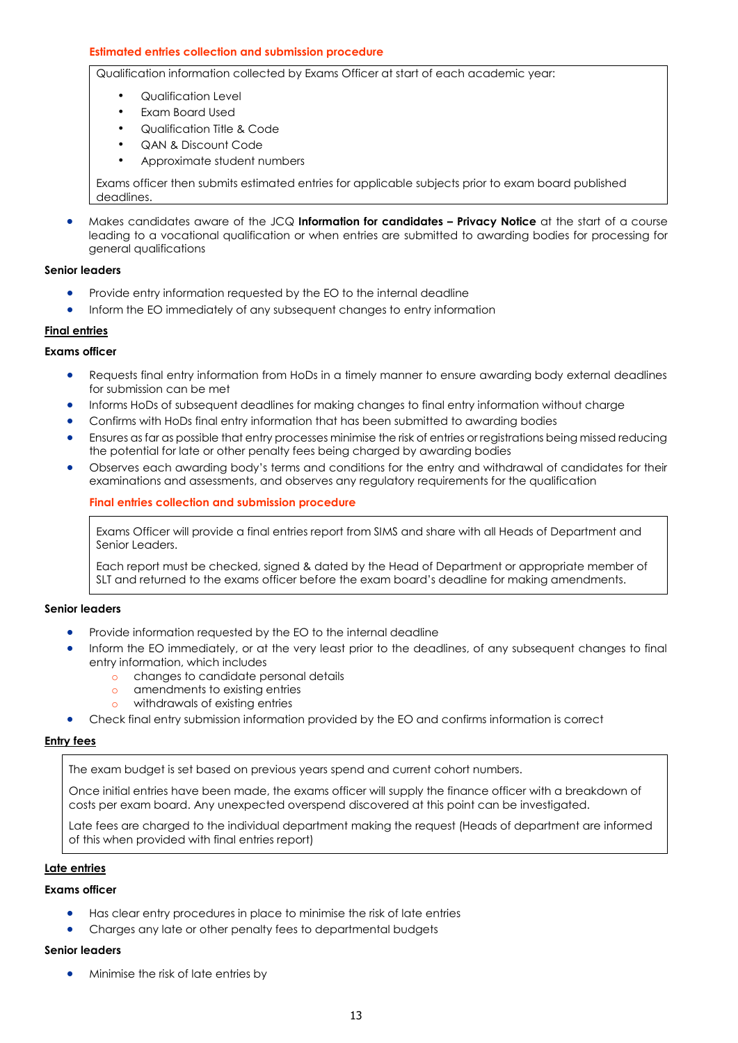**Estimated entries collection and submission procedure**

Qualification information collected by Exams Officer at start of each academic year:

- Qualification Level
- Exam Board Used
- Qualification Title & Code
- QAN & Discount Code
- Approximate student numbers

Exams officer then submits estimated entries for applicable subjects prior to exam board published deadlines.

- Makes candidates aware of the JCQ **Information for candidates – Privacy Notice** at the start of a course leading to a vocational qualification or when entries are submitted to awarding bodies for processing for general qualifications

**Senior leaders**

- Provide entry information requested by the EO to the internal deadline
- Inform the EO immediately of any subsequent changes to entry information

**Final entries**

**Exams officer**

- Requests final entry information from HoDs in a timely manner to ensure awarding body external deadlines for submission can be met
- Informs HoDs of subsequent deadlines for making changes to final entry information without charge
- Confirms with HoDs final entry information that has been submitted to awarding bodies
- Ensures as far as possible that entry processes minimise the risk of entries or registrations being missed reducing the potential for late or other penalty fees being charged by awarding bodies
- Observes each awarding body's terms and conditions for the entry and withdrawal of candidates for their examinations and assessments, and observes any regulatory requirements for the qualification

**Final entries collection and submission procedure**

Exams Officer will provide a final entries report from SIMS and share with all Heads of Department and Senior Leaders.

Each report must be checked, signed & dated by the Head of Department or appropriate member of SLT and returned to the exams officer before the exam board's deadline for making amendments.

**Senior leaders**

- Provide information requested by the EO to the internal deadline
- Inform the EO immediately, or at the very least prior to the deadlines, of any subsequent changes to final entry information, which includes
  - changes to candidate personal details
  - amendments to existing entries
  - withdrawals of existing entries
- Check final entry submission information provided by the EO and confirms information is correct

**Entry fees**

The exam budget is set based on previous years spend and current cohort numbers.

Once initial entries have been made, the exams officer will supply the finance officer with a breakdown of costs per exam board. Any unexpected overspend discovered at this point can be investigated.

Late fees are charged to the individual department making the request (Heads of department are informed of this when provided with final entries report)

**Late entries**

**Exams officer**

- Has clear entry procedures in place to minimise the risk of late entries
- Charges any late or other penalty fees to departmental budgets

**Senior leaders**

- Minimise the risk of late entries by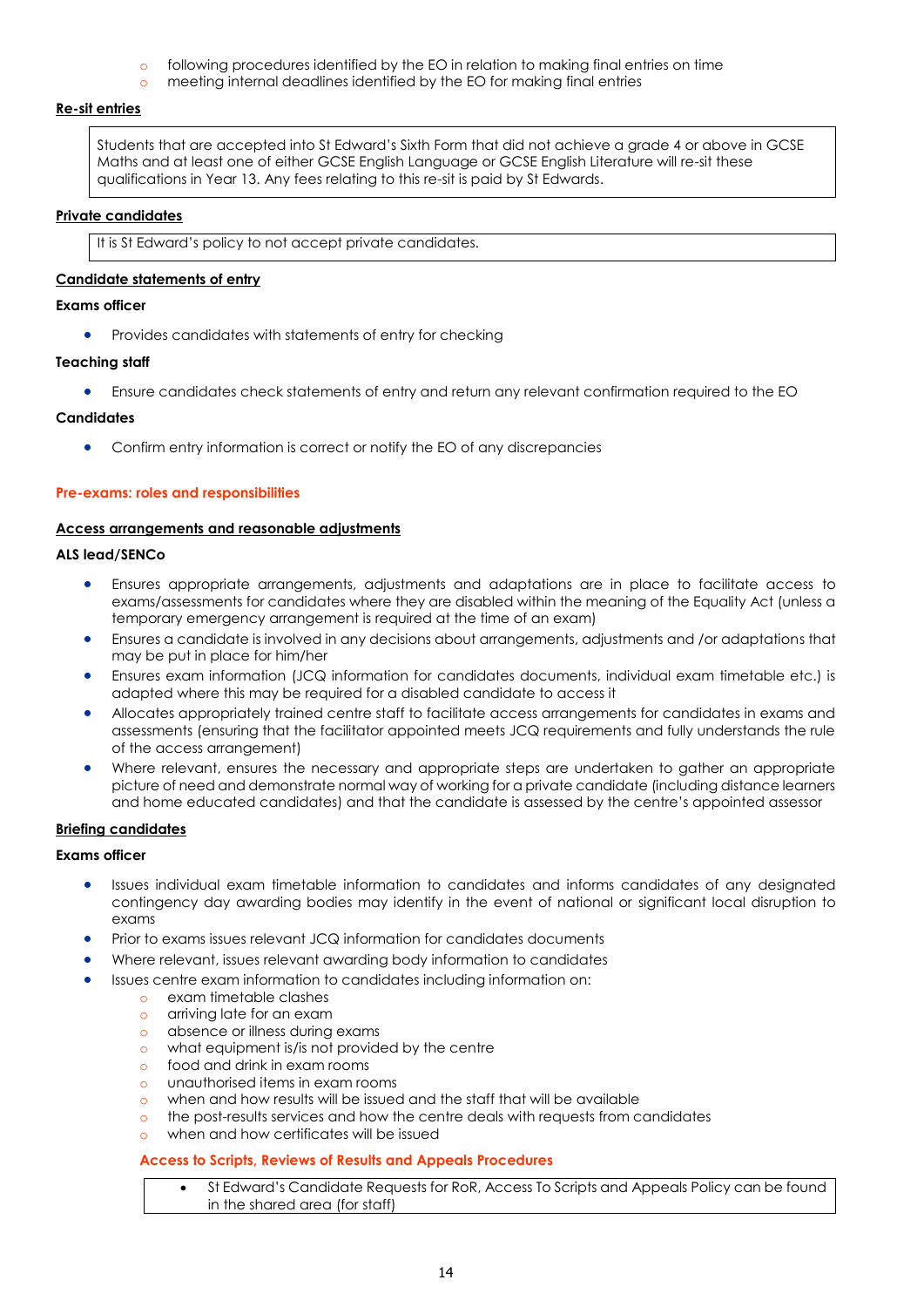- following procedures identified by the EO in relation to making final entries on time
  - meeting internal deadlines identified by the EO for making final entries

**Re-sit entries**

> Students that are accepted into St Edward's Sixth Form that did not achieve a grade 4 or above in GCSE Maths and at least one of either GCSE English Language or GCSE English Literature will re-sit these qualifications in Year 13. Any fees relating to this re-sit is paid by St Edwards.

**Private candidates**

> It is St Edward's policy to not accept private candidates.

**Candidate statements of entry**

**Exams officer**

- Provides candidates with statements of entry for checking

**Teaching staff**

- Ensure candidates check statements of entry and return any relevant confirmation required to the EO

**Candidates**

- Confirm entry information is correct or notify the EO of any discrepancies

## Pre-exams: roles and responsibilities

**Access arrangements and reasonable adjustments**

**ALS lead/SENCo**

- Ensures appropriate arrangements, adjustments and adaptations are in place to facilitate access to exams/assessments for candidates where they are disabled within the meaning of the Equality Act (unless a temporary emergency arrangement is required at the time of an exam)
- Ensures a candidate is involved in any decisions about arrangements, adjustments and /or adaptations that may be put in place for him/her
- Ensures exam information (JCQ information for candidates documents, individual exam timetable etc.) is adapted where this may be required for a disabled candidate to access it
- Allocates appropriately trained centre staff to facilitate access arrangements for candidates in exams and assessments (ensuring that the facilitator appointed meets JCQ requirements and fully understands the rule of the access arrangement)
- Where relevant, ensures the necessary and appropriate steps are undertaken to gather an appropriate picture of need and demonstrate normal way of working for a private candidate (including distance learners and home educated candidates) and that the candidate is assessed by the centre's appointed assessor

**Briefing candidates**

**Exams officer**

- Issues individual exam timetable information to candidates and informs candidates of any designated contingency day awarding bodies may identify in the event of national or significant local disruption to exams
- Prior to exams issues relevant JCQ information for candidates documents
- Where relevant, issues relevant awarding body information to candidates
- Issues centre exam information to candidates including information on:
  - exam timetable clashes
  - arriving late for an exam
  - absence or illness during exams
  - what equipment is/is not provided by the centre
  - food and drink in exam rooms
  - unauthorised items in exam rooms
  - when and how results will be issued and the staff that will be available
  - the post-results services and how the centre deals with requests from candidates
  - when and how certificates will be issued

### Access to Scripts, Reviews of Results and Appeals Procedures

> - St Edward's Candidate Requests for RoR, Access To Scripts and Appeals Policy can be found in the shared area (for staff)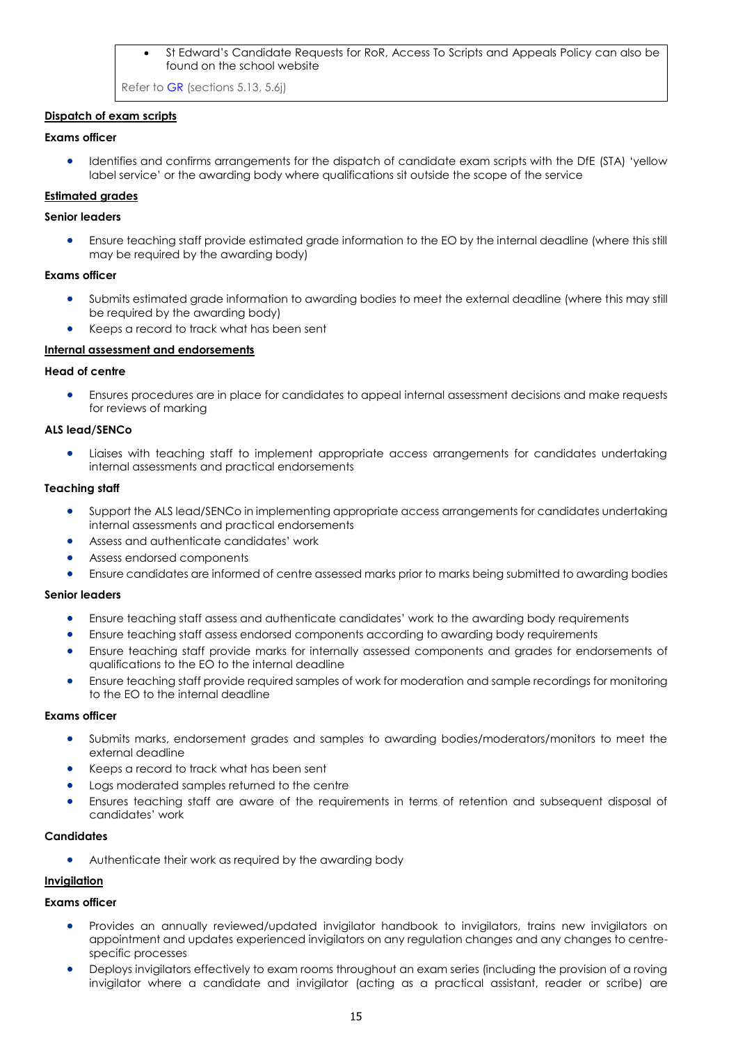- St Edward's Candidate Requests for RoR, Access To Scripts and Appeals Policy can also be found on the school website

Refer to GR (sections 5.13, 5.6j)

**Dispatch of exam scripts**

**Exams officer**

- Identifies and confirms arrangements for the dispatch of candidate exam scripts with the DfE (STA) 'yellow label service' or the awarding body where qualifications sit outside the scope of the service

**Estimated grades**

**Senior leaders**

- Ensure teaching staff provide estimated grade information to the EO by the internal deadline (where this still may be required by the awarding body)

**Exams officer**

- Submits estimated grade information to awarding bodies to meet the external deadline (where this may still be required by the awarding body)
- Keeps a record to track what has been sent

**Internal assessment and endorsements**

**Head of centre**

- Ensures procedures are in place for candidates to appeal internal assessment decisions and make requests for reviews of marking

**ALS lead/SENCo**

- Liaises with teaching staff to implement appropriate access arrangements for candidates undertaking internal assessments and practical endorsements

**Teaching staff**

- Support the ALS lead/SENCo in implementing appropriate access arrangements for candidates undertaking internal assessments and practical endorsements
- Assess and authenticate candidates' work
- Assess endorsed components
- Ensure candidates are informed of centre assessed marks prior to marks being submitted to awarding bodies

**Senior leaders**

- Ensure teaching staff assess and authenticate candidates' work to the awarding body requirements
- Ensure teaching staff assess endorsed components according to awarding body requirements
- Ensure teaching staff provide marks for internally assessed components and grades for endorsements of qualifications to the EO to the internal deadline
- Ensure teaching staff provide required samples of work for moderation and sample recordings for monitoring to the EO to the internal deadline

**Exams officer**

- Submits marks, endorsement grades and samples to awarding bodies/moderators/monitors to meet the external deadline
- Keeps a record to track what has been sent
- Logs moderated samples returned to the centre
- Ensures teaching staff are aware of the requirements in terms of retention and subsequent disposal of candidates' work

**Candidates**

- Authenticate their work as required by the awarding body

**Invigilation**

**Exams officer**

- Provides an annually reviewed/updated invigilator handbook to invigilators, trains new invigilators on appointment and updates experienced invigilators on any regulation changes and any changes to centre-specific processes
- Deploys invigilators effectively to exam rooms throughout an exam series (including the provision of a roving invigilator where a candidate and invigilator (acting as a practical assistant, reader or scribe) are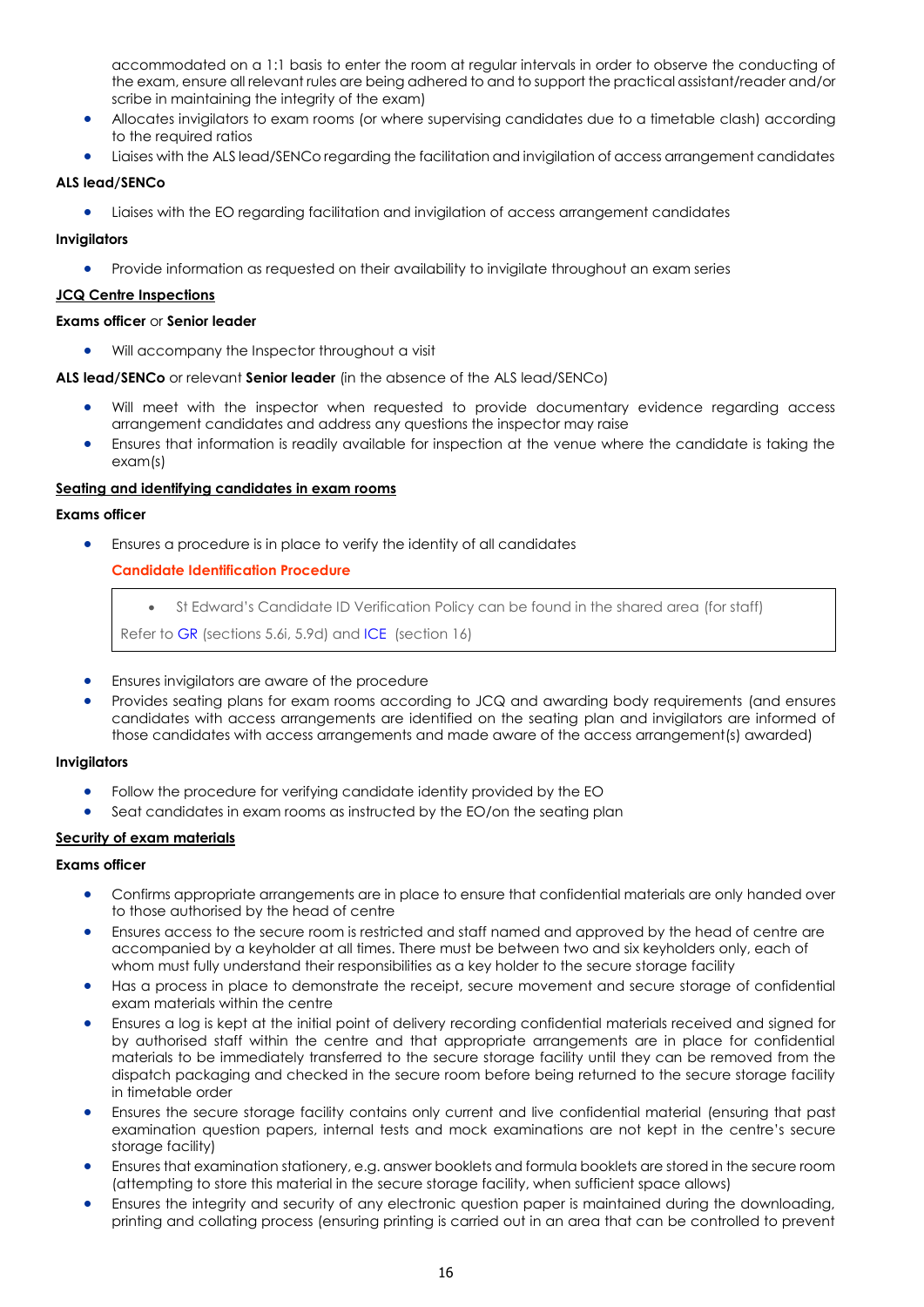accommodated on a 1:1 basis to enter the room at regular intervals in order to observe the conducting of the exam, ensure all relevant rules are being adhered to and to support the practical assistant/reader and/or scribe in maintaining the integrity of the exam)

- Allocates invigilators to exam rooms (or where supervising candidates due to a timetable clash) according to the required ratios
- Liaises with the ALS lead/SENCo regarding the facilitation and invigilation of access arrangement candidates

**ALS lead/SENCo**

- Liaises with the EO regarding facilitation and invigilation of access arrangement candidates

**Invigilators**

- Provide information as requested on their availability to invigilate throughout an exam series

**JCQ Centre Inspections**

**Exams officer** or **Senior leader**

- Will accompany the Inspector throughout a visit

**ALS lead/SENCo** or relevant **Senior leader** (in the absence of the ALS lead/SENCo)

- Will meet with the inspector when requested to provide documentary evidence regarding access arrangement candidates and address any questions the inspector may raise
- Ensures that information is readily available for inspection at the venue where the candidate is taking the exam(s)

**Seating and identifying candidates in exam rooms**

**Exams officer**

- Ensures a procedure is in place to verify the identity of all candidates

**Candidate Identification Procedure**

> - St Edward's Candidate ID Verification Policy can be found in the shared area (for staff)
>
> Refer to GR (sections 5.6i, 5.9d) and ICE (section 16)

- Ensures invigilators are aware of the procedure
- Provides seating plans for exam rooms according to JCQ and awarding body requirements (and ensures candidates with access arrangements are identified on the seating plan and invigilators are informed of those candidates with access arrangements and made aware of the access arrangement(s) awarded)

**Invigilators**

- Follow the procedure for verifying candidate identity provided by the EO
- Seat candidates in exam rooms as instructed by the EO/on the seating plan

**Security of exam materials**

**Exams officer**

- Confirms appropriate arrangements are in place to ensure that confidential materials are only handed over to those authorised by the head of centre
- Ensures access to the secure room is restricted and staff named and approved by the head of centre are accompanied by a keyholder at all times. There must be between two and six keyholders only, each of whom must fully understand their responsibilities as a key holder to the secure storage facility
- Has a process in place to demonstrate the receipt, secure movement and secure storage of confidential exam materials within the centre
- Ensures a log is kept at the initial point of delivery recording confidential materials received and signed for by authorised staff within the centre and that appropriate arrangements are in place for confidential materials to be immediately transferred to the secure storage facility until they can be removed from the dispatch packaging and checked in the secure room before being returned to the secure storage facility in timetable order
- Ensures the secure storage facility contains only current and live confidential material (ensuring that past examination question papers, internal tests and mock examinations are not kept in the centre's secure storage facility)
- Ensures that examination stationery, e.g. answer booklets and formula booklets are stored in the secure room (attempting to store this material in the secure storage facility, when sufficient space allows)
- Ensures the integrity and security of any electronic question paper is maintained during the downloading, printing and collating process (ensuring printing is carried out in an area that can be controlled to prevent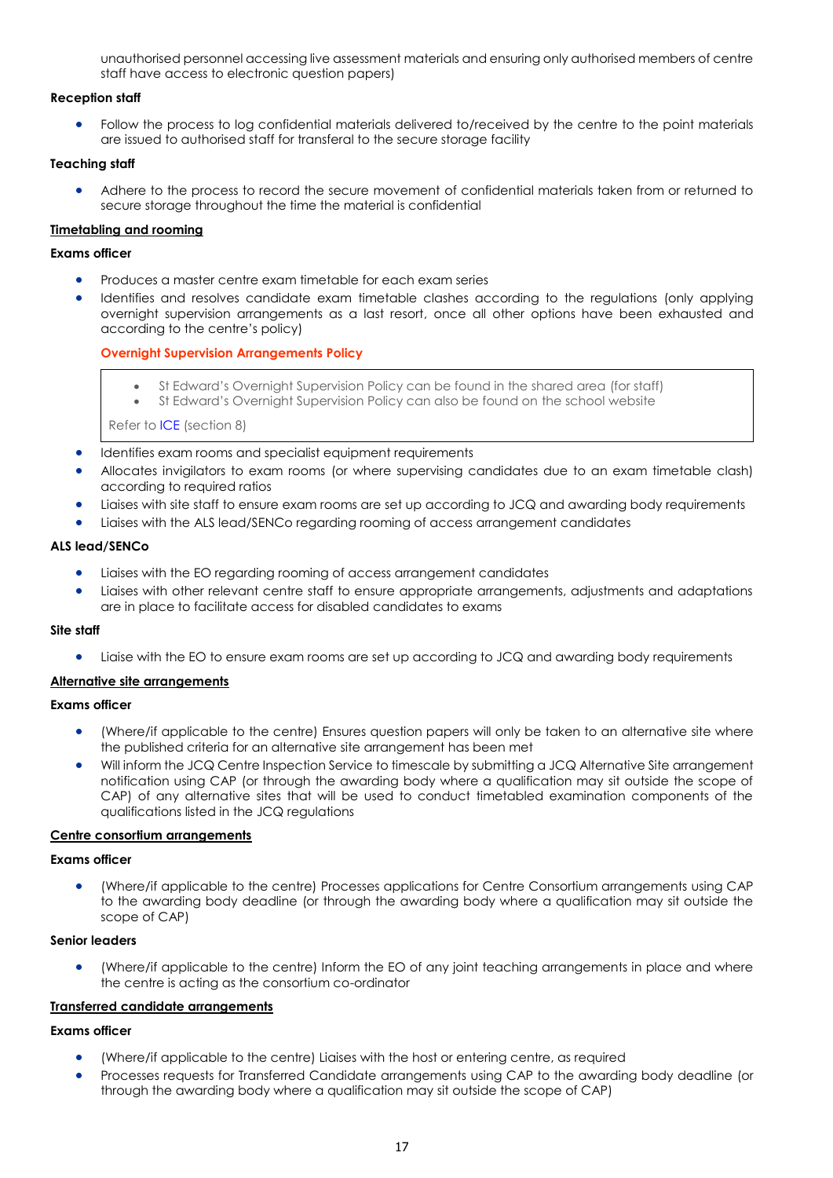unauthorised personnel accessing live assessment materials and ensuring only authorised members of centre staff have access to electronic question papers)

**Reception staff**

- Follow the process to log confidential materials delivered to/received by the centre to the point materials are issued to authorised staff for transferal to the secure storage facility

**Teaching staff**

- Adhere to the process to record the secure movement of confidential materials taken from or returned to secure storage throughout the time the material is confidential

**<u>Timetabling and rooming</u>**

**Exams officer**

- Produces a master centre exam timetable for each exam series
- Identifies and resolves candidate exam timetable clashes according to the regulations (only applying overnight supervision arrangements as a last resort, once all other options have been exhausted and according to the centre's policy)

**Overnight Supervision Arrangements Policy**

> - St Edward's Overnight Supervision Policy can be found in the shared area (for staff)
> - St Edward's Overnight Supervision Policy can also be found on the school website
>
> Refer to ICE (section 8)

- Identifies exam rooms and specialist equipment requirements
- Allocates invigilators to exam rooms (or where supervising candidates due to an exam timetable clash) according to required ratios
- Liaises with site staff to ensure exam rooms are set up according to JCQ and awarding body requirements
- Liaises with the ALS lead/SENCo regarding rooming of access arrangement candidates

**ALS lead/SENCo**

- Liaises with the EO regarding rooming of access arrangement candidates
- Liaises with other relevant centre staff to ensure appropriate arrangements, adjustments and adaptations are in place to facilitate access for disabled candidates to exams

**Site staff**

- Liaise with the EO to ensure exam rooms are set up according to JCQ and awarding body requirements

**<u>Alternative site arrangements</u>**

**Exams officer**

- (Where/if applicable to the centre) Ensures question papers will only be taken to an alternative site where the published criteria for an alternative site arrangement has been met
- Will inform the JCQ Centre Inspection Service to timescale by submitting a JCQ Alternative Site arrangement notification using CAP (or through the awarding body where a qualification may sit outside the scope of CAP) of any alternative sites that will be used to conduct timetabled examination components of the qualifications listed in the JCQ regulations

**<u>Centre consortium arrangements</u>**

**Exams officer**

- (Where/if applicable to the centre) Processes applications for Centre Consortium arrangements using CAP to the awarding body deadline (or through the awarding body where a qualification may sit outside the scope of CAP)

**Senior leaders**

- (Where/if applicable to the centre) Inform the EO of any joint teaching arrangements in place and where the centre is acting as the consortium co-ordinator

**<u>Transferred candidate arrangements</u>**

**Exams officer**

- (Where/if applicable to the centre) Liaises with the host or entering centre, as required
- Processes requests for Transferred Candidate arrangements using CAP to the awarding body deadline (or through the awarding body where a qualification may sit outside the scope of CAP)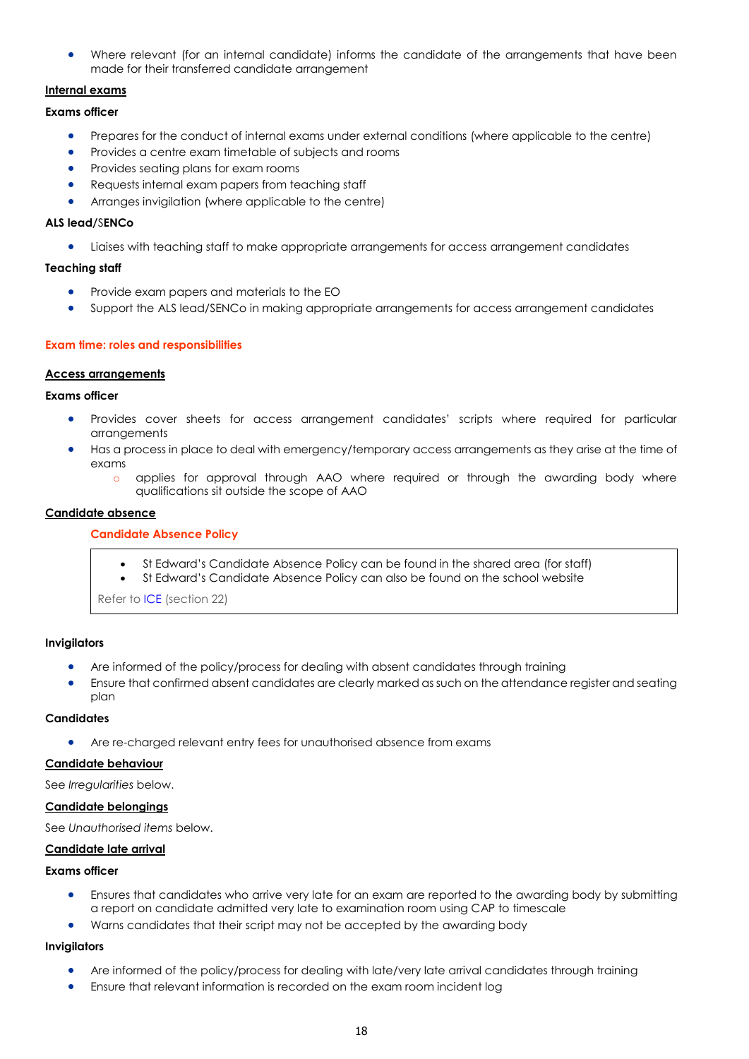- Where relevant (for an internal candidate) informs the candidate of the arrangements that have been made for their transferred candidate arrangement

**Internal exams**

**Exams officer**

- Prepares for the conduct of internal exams under external conditions (where applicable to the centre)
- Provides a centre exam timetable of subjects and rooms
- Provides seating plans for exam rooms
- Requests internal exam papers from teaching staff
- Arranges invigilation (where applicable to the centre)

**ALS lead/SENCo**

- Liaises with teaching staff to make appropriate arrangements for access arrangement candidates

**Teaching staff**

- Provide exam papers and materials to the EO
- Support the ALS lead/SENCo in making appropriate arrangements for access arrangement candidates

## Exam time: roles and responsibilities

**Access arrangements**

**Exams officer**

- Provides cover sheets for access arrangement candidates' scripts where required for particular arrangements
- Has a process in place to deal with emergency/temporary access arrangements as they arise at the time of exams
  - applies for approval through AAO where required or through the awarding body where qualifications sit outside the scope of AAO

**Candidate absence**

**Candidate Absence Policy**

- St Edward's Candidate Absence Policy can be found in the shared area (for staff)
- St Edward's Candidate Absence Policy can also be found on the school website

Refer to ICE (section 22)

**Invigilators**

- Are informed of the policy/process for dealing with absent candidates through training
- Ensure that confirmed absent candidates are clearly marked as such on the attendance register and seating plan

**Candidates**

- Are re-charged relevant entry fees for unauthorised absence from exams

**Candidate behaviour**

See *Irregularities* below.

**Candidate belongings**

See *Unauthorised items* below.

**Candidate late arrival**

**Exams officer**

- Ensures that candidates who arrive very late for an exam are reported to the awarding body by submitting a report on candidate admitted very late to examination room using CAP to timescale
- Warns candidates that their script may not be accepted by the awarding body

**Invigilators**

- Are informed of the policy/process for dealing with late/very late arrival candidates through training
- Ensure that relevant information is recorded on the exam room incident log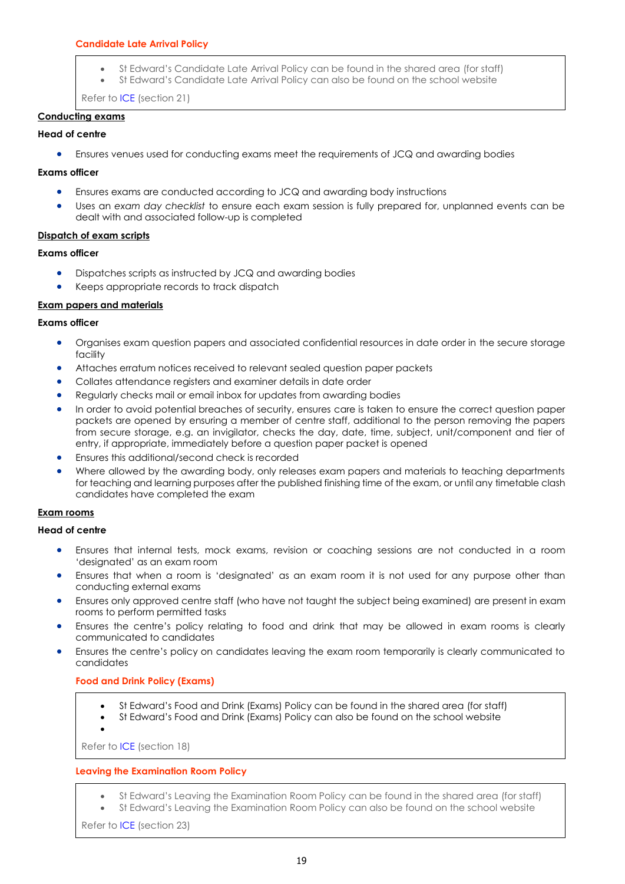**Candidate Late Arrival Policy**

- St Edward's Candidate Late Arrival Policy can be found in the shared area (for staff)
- St Edward's Candidate Late Arrival Policy can also be found on the school website

Refer to ICE (section 21)

**Conducting exams**

**Head of centre**

- Ensures venues used for conducting exams meet the requirements of JCQ and awarding bodies

**Exams officer**

- Ensures exams are conducted according to JCQ and awarding body instructions
- Uses an *exam day checklist* to ensure each exam session is fully prepared for, unplanned events can be dealt with and associated follow-up is completed

**Dispatch of exam scripts**

**Exams officer**

- Dispatches scripts as instructed by JCQ and awarding bodies
- Keeps appropriate records to track dispatch

**Exam papers and materials**

**Exams officer**

- Organises exam question papers and associated confidential resources in date order in the secure storage facility
- Attaches erratum notices received to relevant sealed question paper packets
- Collates attendance registers and examiner details in date order
- Regularly checks mail or email inbox for updates from awarding bodies
- In order to avoid potential breaches of security, ensures care is taken to ensure the correct question paper packets are opened by ensuring a member of centre staff, additional to the person removing the papers from secure storage, e.g. an invigilator, checks the day, date, time, subject, unit/component and tier of entry, if appropriate, immediately before a question paper packet is opened
- Ensures this additional/second check is recorded
- Where allowed by the awarding body, only releases exam papers and materials to teaching departments for teaching and learning purposes after the published finishing time of the exam, or until any timetable clash candidates have completed the exam

**Exam rooms**

**Head of centre**

- Ensures that internal tests, mock exams, revision or coaching sessions are not conducted in a room 'designated' as an exam room
- Ensures that when a room is 'designated' as an exam room it is not used for any purpose other than conducting external exams
- Ensures only approved centre staff (who have not taught the subject being examined) are present in exam rooms to perform permitted tasks
- Ensures the centre's policy relating to food and drink that may be allowed in exam rooms is clearly communicated to candidates
- Ensures the centre's policy on candidates leaving the exam room temporarily is clearly communicated to candidates

**Food and Drink Policy (Exams)**

- St Edward's Food and Drink (Exams) Policy can be found in the shared area (for staff)
- St Edward's Food and Drink (Exams) Policy can also be found on the school website

Refer to ICE (section 18)

**Leaving the Examination Room Policy**

- St Edward's Leaving the Examination Room Policy can be found in the shared area (for staff)
- St Edward's Leaving the Examination Room Policy can also be found on the school website

Refer to ICE (section 23)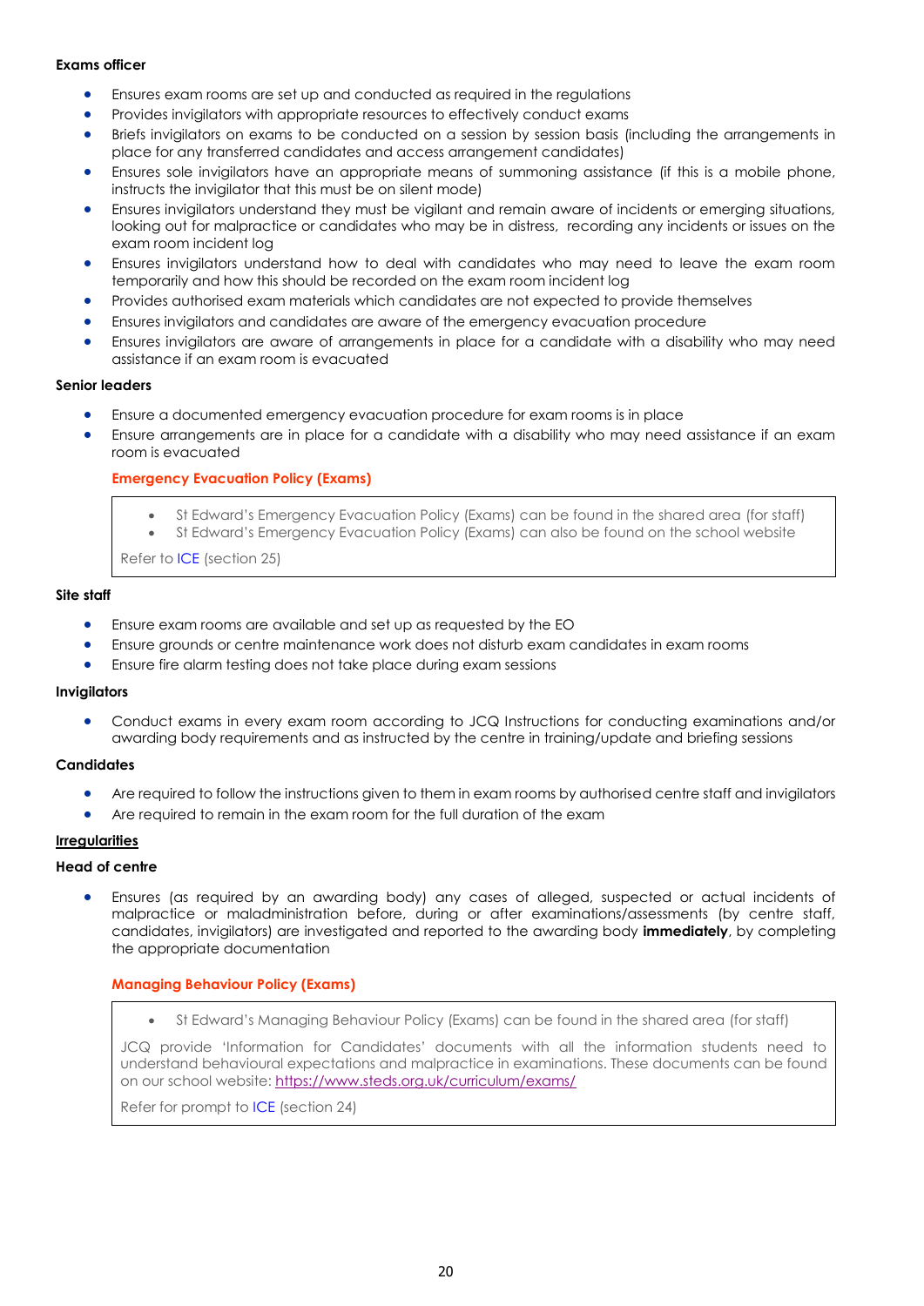**Exams officer**

- Ensures exam rooms are set up and conducted as required in the regulations
- Provides invigilators with appropriate resources to effectively conduct exams
- Briefs invigilators on exams to be conducted on a session by session basis (including the arrangements in place for any transferred candidates and access arrangement candidates)
- Ensures sole invigilators have an appropriate means of summoning assistance (if this is a mobile phone, instructs the invigilator that this must be on silent mode)
- Ensures invigilators understand they must be vigilant and remain aware of incidents or emerging situations, looking out for malpractice or candidates who may be in distress, recording any incidents or issues on the exam room incident log
- Ensures invigilators understand how to deal with candidates who may need to leave the exam room temporarily and how this should be recorded on the exam room incident log
- Provides authorised exam materials which candidates are not expected to provide themselves
- Ensures invigilators and candidates are aware of the emergency evacuation procedure
- Ensures invigilators are aware of arrangements in place for a candidate with a disability who may need assistance if an exam room is evacuated

**Senior leaders**

- Ensure a documented emergency evacuation procedure for exam rooms is in place
- Ensure arrangements are in place for a candidate with a disability who may need assistance if an exam room is evacuated

**Emergency Evacuation Policy (Exams)**

> - St Edward's Emergency Evacuation Policy (Exams) can be found in the shared area (for staff)
> - St Edward's Emergency Evacuation Policy (Exams) can also be found on the school website
>
> Refer to ICE (section 25)

**Site staff**

- Ensure exam rooms are available and set up as requested by the EO
- Ensure grounds or centre maintenance work does not disturb exam candidates in exam rooms
- Ensure fire alarm testing does not take place during exam sessions

**Invigilators**

- Conduct exams in every exam room according to JCQ Instructions for conducting examinations and/or awarding body requirements and as instructed by the centre in training/update and briefing sessions

**Candidates**

- Are required to follow the instructions given to them in exam rooms by authorised centre staff and invigilators
- Are required to remain in the exam room for the full duration of the exam

**Irregularities**

**Head of centre**

- Ensures (as required by an awarding body) any cases of alleged, suspected or actual incidents of malpractice or maladministration before, during or after examinations/assessments (by centre staff, candidates, invigilators) are investigated and reported to the awarding body **immediately**, by completing the appropriate documentation

**Managing Behaviour Policy (Exams)**

> - St Edward's Managing Behaviour Policy (Exams) can be found in the shared area (for staff)
>
> JCQ provide 'Information for Candidates' documents with all the information students need to understand behavioural expectations and malpractice in examinations. These documents can be found on our school website: https://www.steds.org.uk/curriculum/exams/
>
> Refer for prompt to ICE (section 24)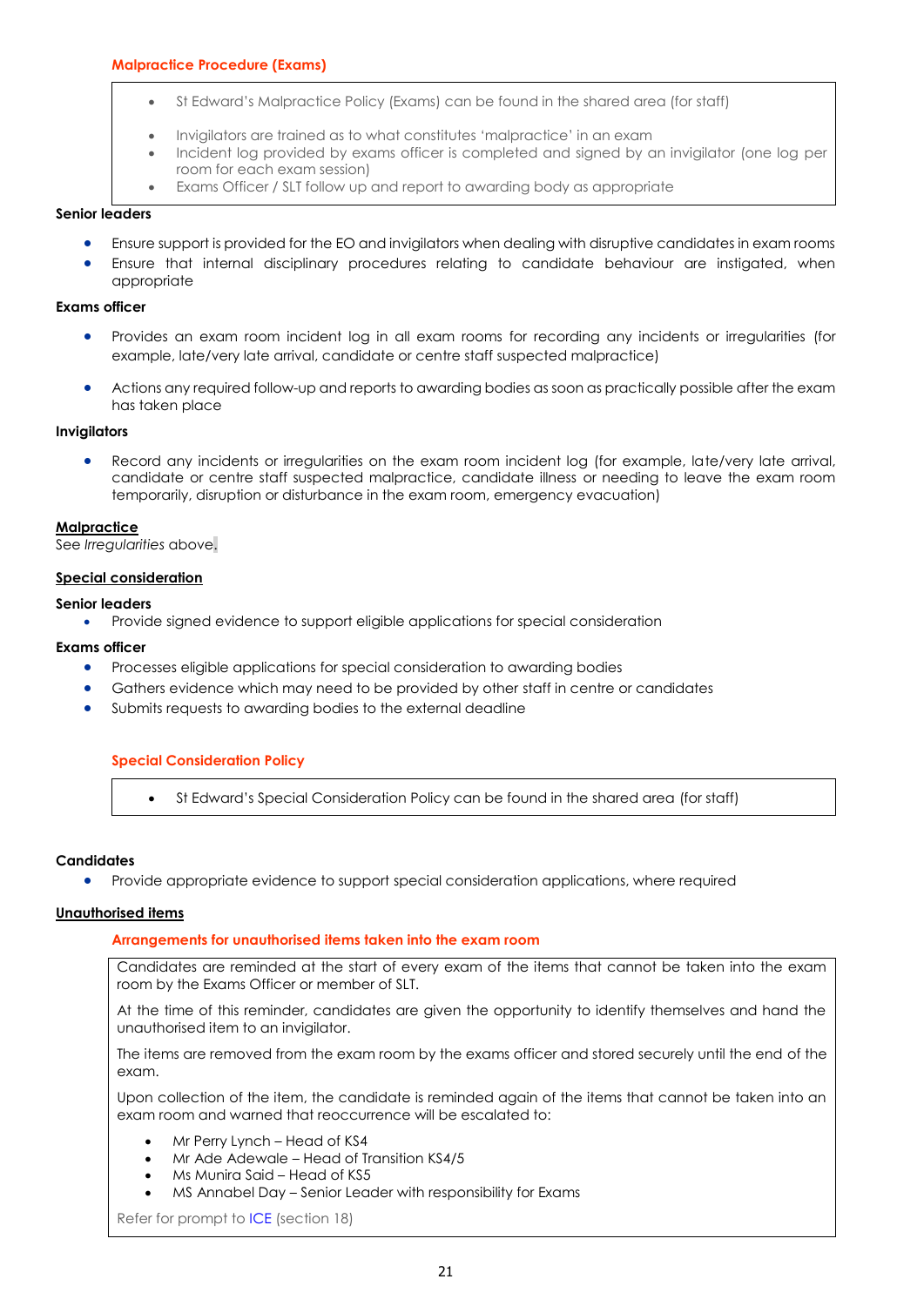**Malpractice Procedure (Exams)**

- St Edward's Malpractice Policy (Exams) can be found in the shared area (for staff)
- Invigilators are trained as to what constitutes 'malpractice' in an exam
- Incident log provided by exams officer is completed and signed by an invigilator (one log per room for each exam session)
- Exams Officer / SLT follow up and report to awarding body as appropriate

**Senior leaders**

- Ensure support is provided for the EO and invigilators when dealing with disruptive candidates in exam rooms
- Ensure that internal disciplinary procedures relating to candidate behaviour are instigated, when appropriate

**Exams officer**

- Provides an exam room incident log in all exam rooms for recording any incidents or irregularities (for example, late/very late arrival, candidate or centre staff suspected malpractice)
- Actions any required follow-up and reports to awarding bodies as soon as practically possible after the exam has taken place

**Invigilators**

- Record any incidents or irregularities on the exam room incident log (for example, late/very late arrival, candidate or centre staff suspected malpractice, candidate illness or needing to leave the exam room temporarily, disruption or disturbance in the exam room, emergency evacuation)

## Malpractice

See *Irregularities* above.

## Special consideration

**Senior leaders**

- Provide signed evidence to support eligible applications for special consideration

**Exams officer**

- Processes eligible applications for special consideration to awarding bodies
- Gathers evidence which may need to be provided by other staff in centre or candidates
- Submits requests to awarding bodies to the external deadline

**Special Consideration Policy**

- St Edward's Special Consideration Policy can be found in the shared area (for staff)

**Candidates**

- Provide appropriate evidence to support special consideration applications, where required

## Unauthorised items

**Arrangements for unauthorised items taken into the exam room**

Candidates are reminded at the start of every exam of the items that cannot be taken into the exam room by the Exams Officer or member of SLT.

At the time of this reminder, candidates are given the opportunity to identify themselves and hand the unauthorised item to an invigilator.

The items are removed from the exam room by the exams officer and stored securely until the end of the exam.

Upon collection of the item, the candidate is reminded again of the items that cannot be taken into an exam room and warned that reoccurrence will be escalated to:

- Mr Perry Lynch – Head of KS4
- Mr Ade Adewale – Head of Transition KS4/5
- Ms Munira Said – Head of KS5
- MS Annabel Day – Senior Leader with responsibility for Exams

Refer for prompt to ICE (section 18)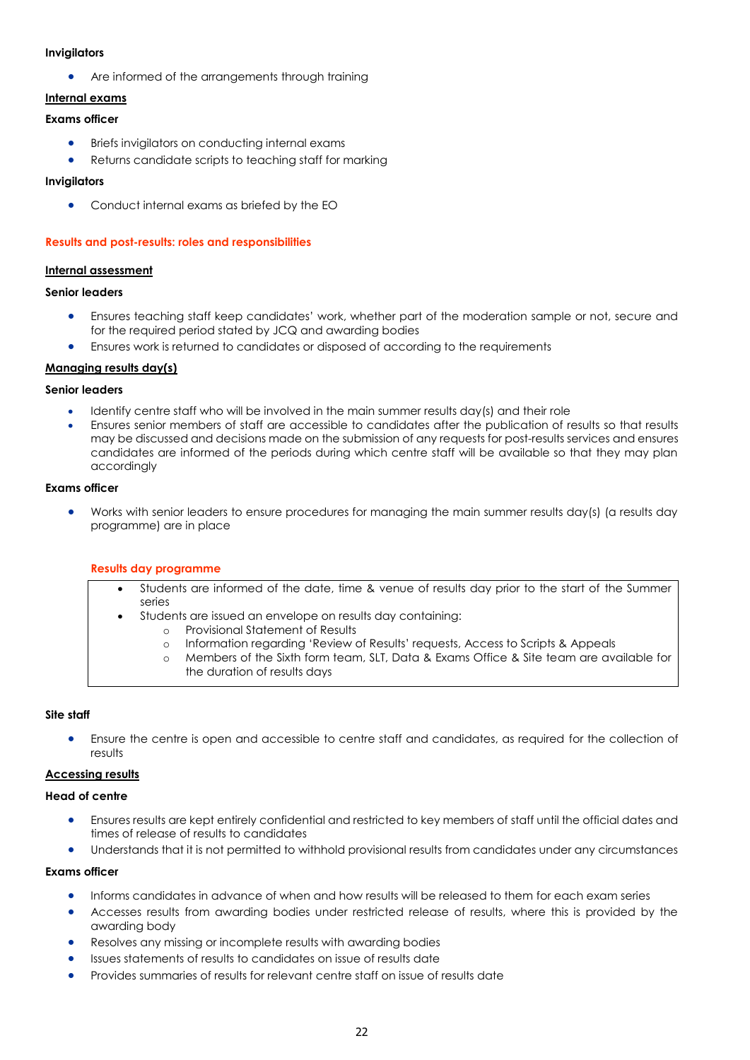**Invigilators**

- Are informed of the arrangements through training

**<u>Internal exams</u>**

**Exams officer**

- Briefs invigilators on conducting internal exams
- Returns candidate scripts to teaching staff for marking

**Invigilators**

- Conduct internal exams as briefed by the EO

## Results and post-results: roles and responsibilities

**<u>Internal assessment</u>**

**Senior leaders**

- Ensures teaching staff keep candidates' work, whether part of the moderation sample or not, secure and for the required period stated by JCQ and awarding bodies
- Ensures work is returned to candidates or disposed of according to the requirements

**<u>Managing results day(s)</u>**

**Senior leaders**

- Identify centre staff who will be involved in the main summer results day(s) and their role
- Ensures senior members of staff are accessible to candidates after the publication of results so that results may be discussed and decisions made on the submission of any requests for post-results services and ensures candidates are informed of the periods during which centre staff will be available so that they may plan accordingly

**Exams officer**

- Works with senior leaders to ensure procedures for managing the main summer results day(s) (a results day programme) are in place

### Results day programme

- Students are informed of the date, time & venue of results day prior to the start of the Summer series
- Students are issued an envelope on results day containing:
  - Provisional Statement of Results
  - Information regarding 'Review of Results' requests, Access to Scripts & Appeals
  - Members of the Sixth form team, SLT, Data & Exams Office & Site team are available for the duration of results days

**Site staff**

- Ensure the centre is open and accessible to centre staff and candidates, as required for the collection of results

**<u>Accessing results</u>**

**Head of centre**

- Ensures results are kept entirely confidential and restricted to key members of staff until the official dates and times of release of results to candidates
- Understands that it is not permitted to withhold provisional results from candidates under any circumstances

**Exams officer**

- Informs candidates in advance of when and how results will be released to them for each exam series
- Accesses results from awarding bodies under restricted release of results, where this is provided by the awarding body
- Resolves any missing or incomplete results with awarding bodies
- Issues statements of results to candidates on issue of results date
- Provides summaries of results for relevant centre staff on issue of results date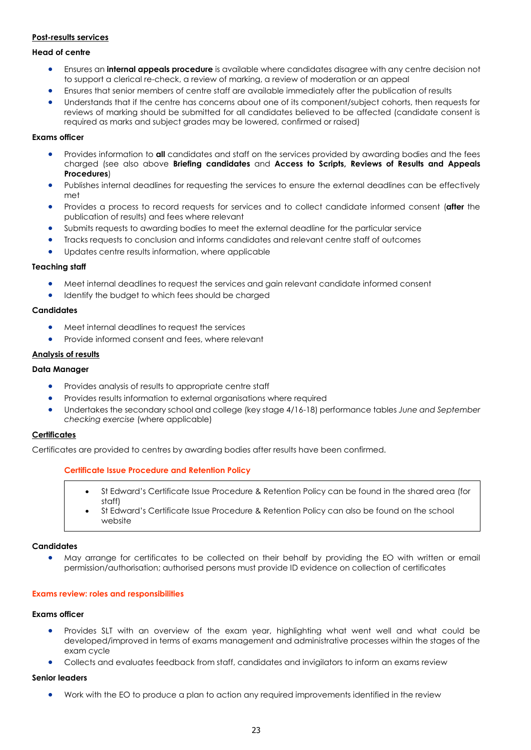## Post-results services

### Head of centre

- Ensures an **internal appeals procedure** is available where candidates disagree with any centre decision not to support a clerical re-check, a review of marking, a review of moderation or an appeal
- Ensures that senior members of centre staff are available immediately after the publication of results
- Understands that if the centre has concerns about one of its component/subject cohorts, then requests for reviews of marking should be submitted for all candidates believed to be affected (candidate consent is required as marks and subject grades may be lowered, confirmed or raised)

### Exams officer

- Provides information to **all** candidates and staff on the services provided by awarding bodies and the fees charged (see also above **Briefing candidates** and **Access to Scripts, Reviews of Results and Appeals Procedures**)
- Publishes internal deadlines for requesting the services to ensure the external deadlines can be effectively met
- Provides a process to record requests for services and to collect candidate informed consent (**after** the publication of results) and fees where relevant
- Submits requests to awarding bodies to meet the external deadline for the particular service
- Tracks requests to conclusion and informs candidates and relevant centre staff of outcomes
- Updates centre results information, where applicable

### Teaching staff

- Meet internal deadlines to request the services and gain relevant candidate informed consent
- Identify the budget to which fees should be charged

### Candidates

- Meet internal deadlines to request the services
- Provide informed consent and fees, where relevant

## Analysis of results

### Data Manager

- Provides analysis of results to appropriate centre staff
- Provides results information to external organisations where required
- Undertakes the secondary school and college (key stage 4/16-18) performance tables *June and September checking exercise* (where applicable)

## Certificates

Certificates are provided to centres by awarding bodies after results have been confirmed.

### Certificate Issue Procedure and Retention Policy

- St Edward's Certificate Issue Procedure & Retention Policy can be found in the shared area (for staff)
- St Edward's Certificate Issue Procedure & Retention Policy can also be found on the school website

### Candidates

- May arrange for certificates to be collected on their behalf by providing the EO with written or email permission/authorisation; authorised persons must provide ID evidence on collection of certificates

## Exams review: roles and responsibilities

### Exams officer

- Provides SLT with an overview of the exam year, highlighting what went well and what could be developed/improved in terms of exams management and administrative processes within the stages of the exam cycle
- Collects and evaluates feedback from staff, candidates and invigilators to inform an exams review

### Senior leaders

- Work with the EO to produce a plan to action any required improvements identified in the review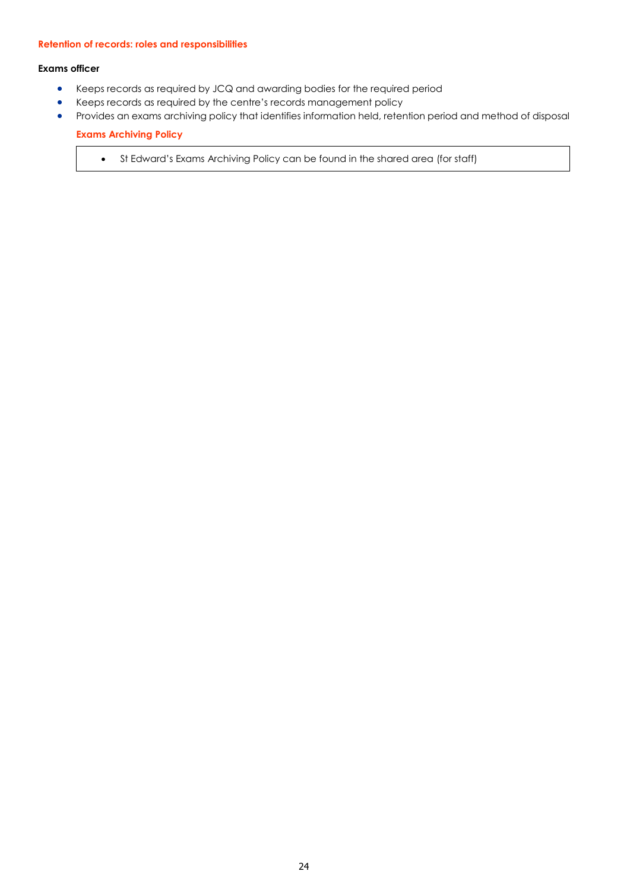### Retention of records: roles and responsibilities

**Exams officer**

- Keeps records as required by JCQ and awarding bodies for the required period
- Keeps records as required by the centre's records management policy
- Provides an exams archiving policy that identifies information held, retention period and method of disposal

**Exams Archiving Policy**

- St Edward's Exams Archiving Policy can be found in the shared area (for staff)